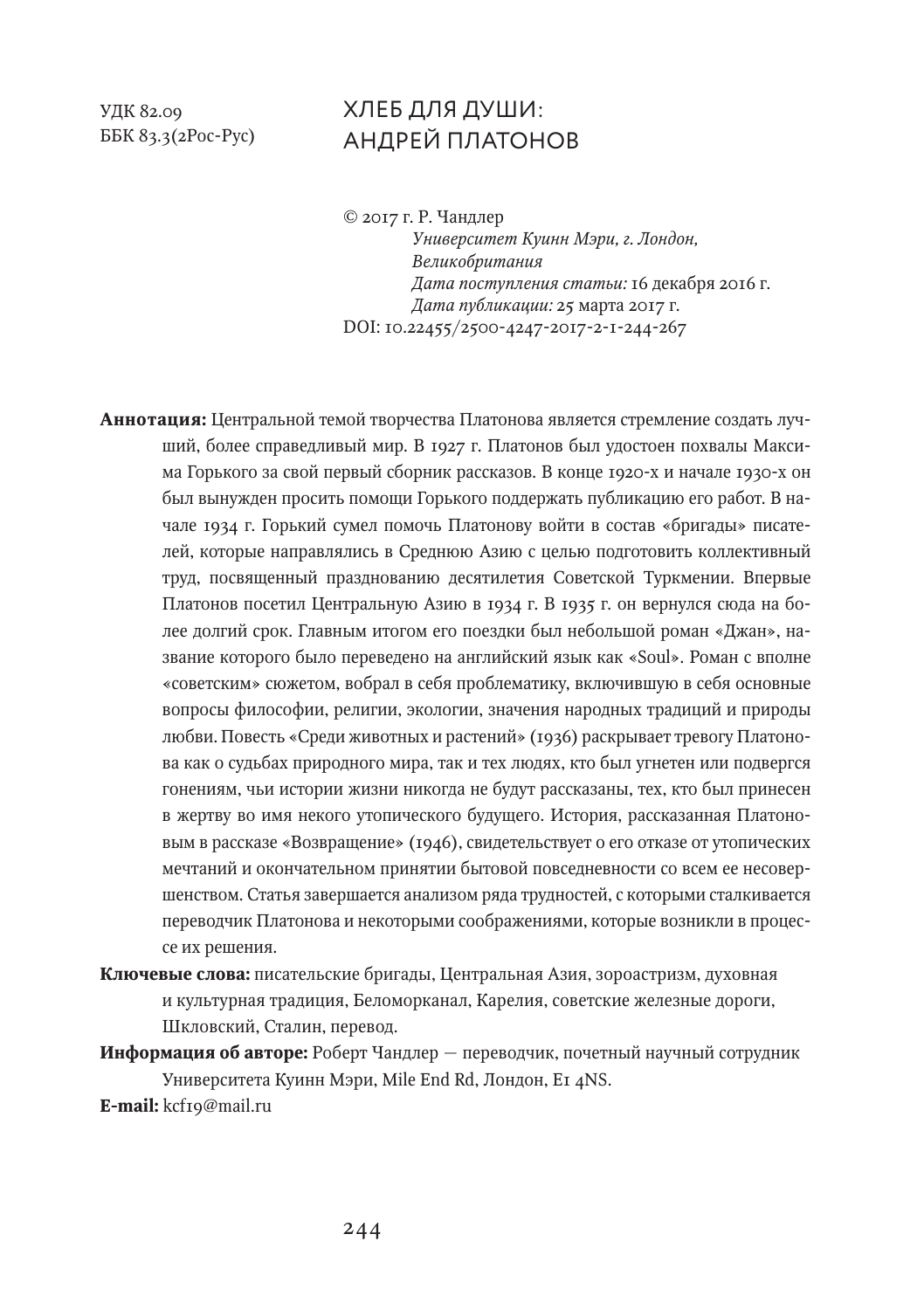УДК 82.09
ББК 83.3(2Рос-Рус)

# ХЛЕБ ДЛЯ ДУШИ: АНДРЕЙ ПЛАТОНОВ

© 2017 г. Р. Чандлер
*Университет Куинн Мэри, г. Лондон, Великобритания*
*Дата поступления статьи:* 16 декабря 2016 г.
*Дата публикации:* 25 марта 2017 г.
DOI: 10.22455/2500-4247-2017-2-1-244-267

**Аннотация:** Центральной темой творчества Платонова является стремление создать лучший, более справедливый мир. В 1927 г. Платонов был удостоен похвалы Максима Горького за свой первый сборник рассказов. В конце 1920-х и начале 1930-х он был вынужден просить помощи Горького поддержать публикацию его работ. В начале 1934 г. Горький сумел помочь Платонову войти в состав «бригады» писателей, которые направлялись в Среднюю Азию с целью подготовить коллективный труд, посвященный празднованию десятилетия Советской Туркмении. Впервые Платонов посетил Центральную Азию в 1934 г. В 1935 г. он вернулся сюда на более долгий срок. Главным итогом его поездки был небольшой роман «Джан», название которого было переведено на английский язык как «Soul». Роман с вполне «советским» сюжетом, вобрал в себя проблематику, включившую в себя основные вопросы философии, религии, экологии, значения народных традиций и природы любви. Повесть «Среди животных и растений» (1936) раскрывает тревогу Платонова как о судьбах природного мира, так и тех людях, кто был угнетен или подвергся гонениям, чьи истории жизни никогда не будут рассказаны, тех, кто был принесен в жертву во имя некого утопического будущего. История, рассказанная Платоновым в рассказе «Возвращение» (1946), свидетельствует о его отказе от утопических мечтаний и окончательном принятии бытовой повседневности со всем ее несовершенством. Статья завершается анализом ряда трудностей, с которыми сталкивается переводчик Платонова и некоторыми соображениями, которые возникли в процессе их решения.

**Ключевые слова:** писательские бригады, Центральная Азия, зороастризм, духовная и культурная традиция, Беломорканал, Карелия, советские железные дороги, Шкловский, Сталин, перевод.

**Информация об авторе:** Роберт Чандлер — переводчик, почетный научный сотрудник Университета Куинн Мэри, Mile End Rd, Лондон, E1 4NS.

**E-mail:** kcf19@mail.ru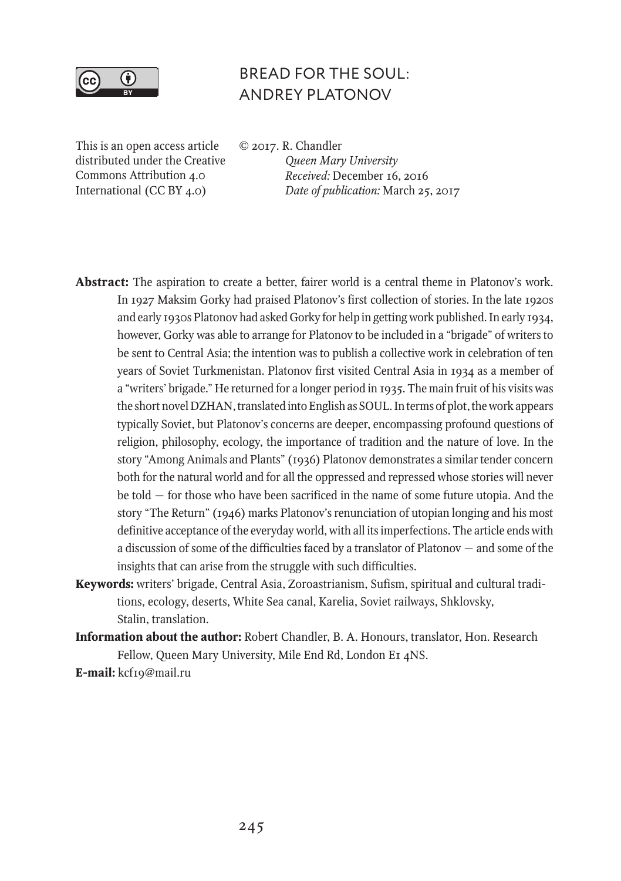# BREAD FOR THE SOUL: ANDREY PLATONOV

This is an open access article distributed under the Creative Commons Attribution 4.0 International (CC BY 4.0)

© 2017. R. Chandler
*Queen Mary University*
*Received:* December 16, 2016
*Date of publication:* March 25, 2017

**Abstract:** The aspiration to create a better, fairer world is a central theme in Platonov's work. In 1927 Maksim Gorky had praised Platonov's first collection of stories. In the late 1920s and early 1930s Platonov had asked Gorky for help in getting work published. In early 1934, however, Gorky was able to arrange for Platonov to be included in a "brigade" of writers to be sent to Central Asia; the intention was to publish a collective work in celebration of ten years of Soviet Turkmenistan. Platonov first visited Central Asia in 1934 as a member of a "writers' brigade." He returned for a longer period in 1935. The main fruit of his visits was the short novel DZHAN, translated into English as SOUL. In terms of plot, the work appears typically Soviet, but Platonov's concerns are deeper, encompassing profound questions of religion, philosophy, ecology, the importance of tradition and the nature of love. In the story "Among Animals and Plants" (1936) Platonov demonstrates a similar tender concern both for the natural world and for all the oppressed and repressed whose stories will never be told — for those who have been sacrificed in the name of some future utopia. And the story "The Return" (1946) marks Platonov's renunciation of utopian longing and his most definitive acceptance of the everyday world, with all its imperfections. The article ends with a discussion of some of the difficulties faced by a translator of Platonov — and some of the insights that can arise from the struggle with such difficulties.

**Keywords:** writers' brigade, Central Asia, Zoroastrianism, Sufism, spiritual and cultural traditions, ecology, deserts, White Sea canal, Karelia, Soviet railways, Shklovsky, Stalin, translation.

**Information about the author:** Robert Chandler, B. A. Honours, translator, Hon. Research Fellow, Queen Mary University, Mile End Rd, London E1 4NS.

**E-mail:** kcf19@mail.ru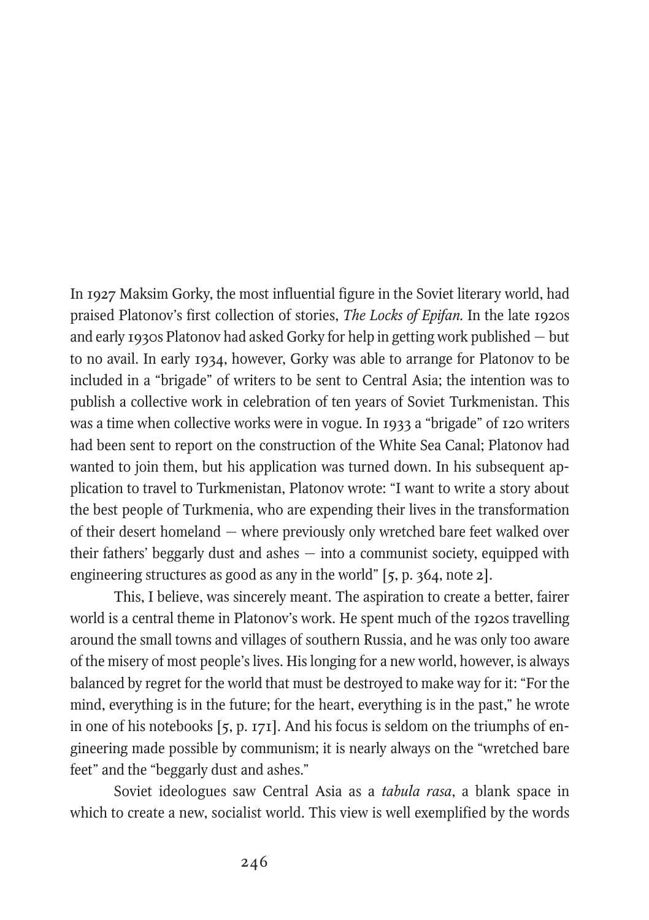In 1927 Maksim Gorky, the most influential figure in the Soviet literary world, had praised Platonov's first collection of stories, *The Locks of Epifan.* In the late 1920s and early 1930s Platonov had asked Gorky for help in getting work published — but to no avail. In early 1934, however, Gorky was able to arrange for Platonov to be included in a "brigade" of writers to be sent to Central Asia; the intention was to publish a collective work in celebration of ten years of Soviet Turkmenistan. This was a time when collective works were in vogue. In 1933 a "brigade" of 120 writers had been sent to report on the construction of the White Sea Canal; Platonov had wanted to join them, but his application was turned down. In his subsequent application to travel to Turkmenistan, Platonov wrote: "I want to write a story about the best people of Turkmenia, who are expending their lives in the transformation of their desert homeland — where previously only wretched bare feet walked over their fathers' beggarly dust and ashes — into a communist society, equipped with engineering structures as good as any in the world" [5, p. 364, note 2].

This, I believe, was sincerely meant. The aspiration to create a better, fairer world is a central theme in Platonov's work. He spent much of the 1920s travelling around the small towns and villages of southern Russia, and he was only too aware of the misery of most people's lives. His longing for a new world, however, is always balanced by regret for the world that must be destroyed to make way for it: "For the mind, everything is in the future; for the heart, everything is in the past," he wrote in one of his notebooks [5, p. 171]. And his focus is seldom on the triumphs of engineering made possible by communism; it is nearly always on the "wretched bare feet" and the "beggarly dust and ashes."

Soviet ideologues saw Central Asia as a *tabula rasa*, a blank space in which to create a new, socialist world. This view is well exemplified by the words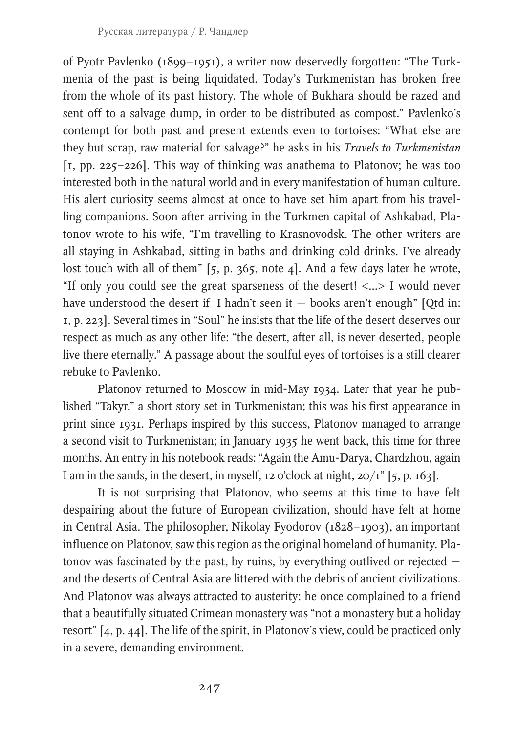of Pyotr Pavlenko (1899–1951), a writer now deservedly forgotten: "The Turkmenia of the past is being liquidated. Today's Turkmenistan has broken free from the whole of its past history. The whole of Bukhara should be razed and sent off to a salvage dump, in order to be distributed as compost." Pavlenko's contempt for both past and present extends even to tortoises: "What else are they but scrap, raw material for salvage?" he asks in his *Travels to Turkmenistan* [1, pp. 225–226]. This way of thinking was anathema to Platonov; he was too interested both in the natural world and in every manifestation of human culture. His alert curiosity seems almost at once to have set him apart from his travelling companions. Soon after arriving in the Turkmen capital of Ashkabad, Platonov wrote to his wife, "I'm travelling to Krasnovodsk. The other writers are all staying in Ashkabad, sitting in baths and drinking cold drinks. I've already lost touch with all of them" [5, p. 365, note 4]. And a few days later he wrote, "If only you could see the great sparseness of the desert! <...> I would never have understood the desert if I hadn't seen it — books aren't enough" [Qtd in: 1, p. 223]. Several times in "Soul" he insists that the life of the desert deserves our respect as much as any other life: "the desert, after all, is never deserted, people live there eternally." A passage about the soulful eyes of tortoises is a still clearer rebuke to Pavlenko.

Platonov returned to Moscow in mid-May 1934. Later that year he published "Takyr," a short story set in Turkmenistan; this was his first appearance in print since 1931. Perhaps inspired by this success, Platonov managed to arrange a second visit to Turkmenistan; in January 1935 he went back, this time for three months. An entry in his notebook reads: "Again the Amu-Darya, Chardzhou, again I am in the sands, in the desert, in myself, 12 o'clock at night, 20/1" [5, p. 163].

It is not surprising that Platonov, who seems at this time to have felt despairing about the future of European civilization, should have felt at home in Central Asia. The philosopher, Nikolay Fyodorov (1828–1903), an important influence on Platonov, saw this region as the original homeland of humanity. Platonov was fascinated by the past, by ruins, by everything outlived or rejected — and the deserts of Central Asia are littered with the debris of ancient civilizations. And Platonov was always attracted to austerity: he once complained to a friend that a beautifully situated Crimean monastery was "not a monastery but a holiday resort" [4, p. 44]. The life of the spirit, in Platonov's view, could be practiced only in a severe, demanding environment.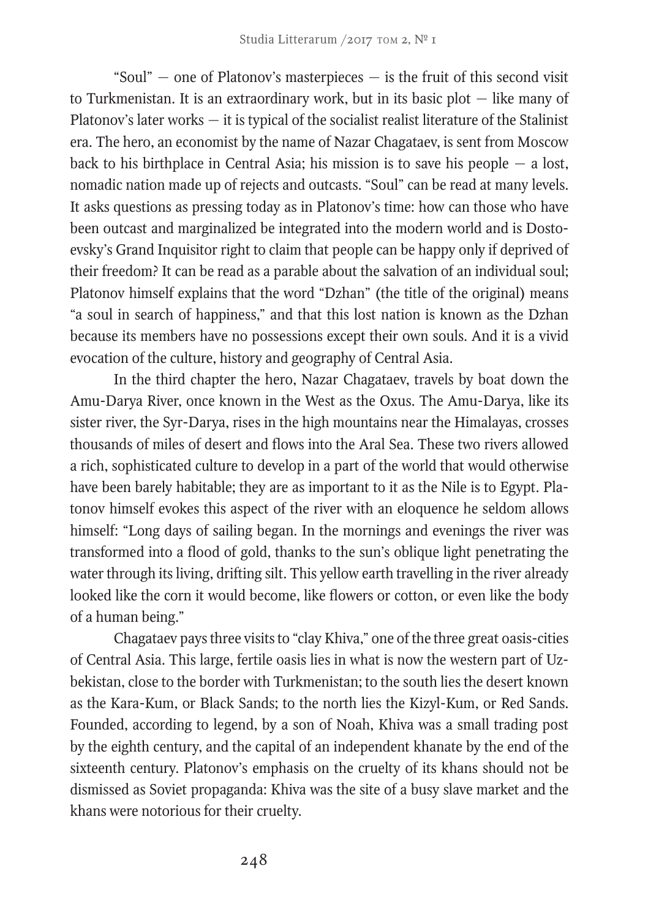"Soul" — one of Platonov's masterpieces — is the fruit of this second visit to Turkmenistan. It is an extraordinary work, but in its basic plot — like many of Platonov's later works — it is typical of the socialist realist literature of the Stalinist era. The hero, an economist by the name of Nazar Chagataev, is sent from Moscow back to his birthplace in Central Asia; his mission is to save his people — a lost, nomadic nation made up of rejects and outcasts. "Soul" can be read at many levels. It asks questions as pressing today as in Platonov's time: how can those who have been outcast and marginalized be integrated into the modern world and is Dostoevsky's Grand Inquisitor right to claim that people can be happy only if deprived of their freedom? It can be read as a parable about the salvation of an individual soul; Platonov himself explains that the word "Dzhan" (the title of the original) means "a soul in search of happiness," and that this lost nation is known as the Dzhan because its members have no possessions except their own souls. And it is a vivid evocation of the culture, history and geography of Central Asia.

In the third chapter the hero, Nazar Chagataev, travels by boat down the Amu-Darya River, once known in the West as the Oxus. The Amu-Darya, like its sister river, the Syr-Darya, rises in the high mountains near the Himalayas, crosses thousands of miles of desert and flows into the Aral Sea. These two rivers allowed a rich, sophisticated culture to develop in a part of the world that would otherwise have been barely habitable; they are as important to it as the Nile is to Egypt. Platonov himself evokes this aspect of the river with an eloquence he seldom allows himself: "Long days of sailing began. In the mornings and evenings the river was transformed into a flood of gold, thanks to the sun's oblique light penetrating the water through its living, drifting silt. This yellow earth travelling in the river already looked like the corn it would become, like flowers or cotton, or even like the body of a human being."

Chagataev pays three visits to "clay Khiva," one of the three great oasis-cities of Central Asia. This large, fertile oasis lies in what is now the western part of Uzbekistan, close to the border with Turkmenistan; to the south lies the desert known as the Kara-Kum, or Black Sands; to the north lies the Kizyl-Kum, or Red Sands. Founded, according to legend, by a son of Noah, Khiva was a small trading post by the eighth century, and the capital of an independent khanate by the end of the sixteenth century. Platonov's emphasis on the cruelty of its khans should not be dismissed as Soviet propaganda: Khiva was the site of a busy slave market and the khans were notorious for their cruelty.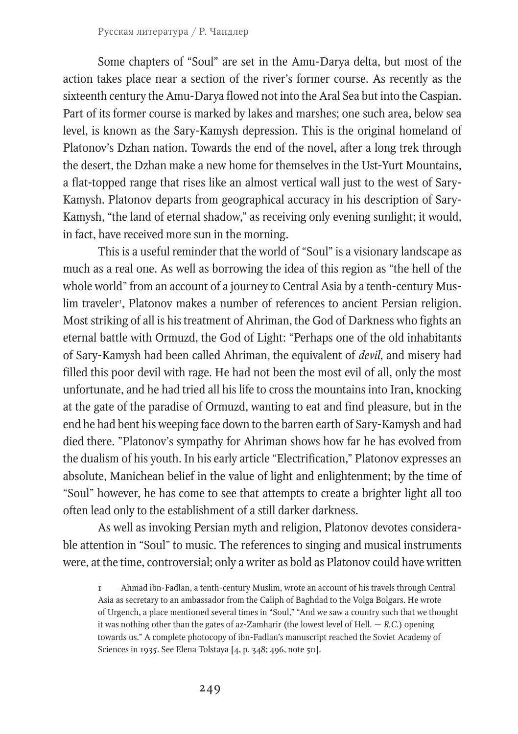Some chapters of "Soul" are set in the Amu-Darya delta, but most of the action takes place near a section of the river's former course. As recently as the sixteenth century the Amu-Darya flowed not into the Aral Sea but into the Caspian. Part of its former course is marked by lakes and marshes; one such area, below sea level, is known as the Sary-Kamysh depression. This is the original homeland of Platonov's Dzhan nation. Towards the end of the novel, after a long trek through the desert, the Dzhan make a new home for themselves in the Ust-Yurt Mountains, a flat-topped range that rises like an almost vertical wall just to the west of Sary-Kamysh. Platonov departs from geographical accuracy in his description of Sary-Kamysh, "the land of eternal shadow," as receiving only evening sunlight; it would, in fact, have received more sun in the morning.

This is a useful reminder that the world of "Soul" is a visionary landscape as much as a real one. As well as borrowing the idea of this region as "the hell of the whole world" from an account of a journey to Central Asia by a tenth-century Muslim traveler[1], Platonov makes a number of references to ancient Persian religion. Most striking of all is his treatment of Ahriman, the God of Darkness who fights an eternal battle with Ormuzd, the God of Light: "Perhaps one of the old inhabitants of Sary-Kamysh had been called Ahriman, the equivalent of *devil*, and misery had filled this poor devil with rage. He had not been the most evil of all, only the most unfortunate, and he had tried all his life to cross the mountains into Iran, knocking at the gate of the paradise of Ormuzd, wanting to eat and find pleasure, but in the end he had bent his weeping face down to the barren earth of Sary-Kamysh and had died there. "Platonov's sympathy for Ahriman shows how far he has evolved from the dualism of his youth. In his early article "Electrification," Platonov expresses an absolute, Manichean belief in the value of light and enlightenment; by the time of "Soul" however, he has come to see that attempts to create a brighter light all too often lead only to the establishment of a still darker darkness.

As well as invoking Persian myth and religion, Platonov devotes considerable attention in "Soul" to music. The references to singing and musical instruments were, at the time, controversial; only a writer as bold as Platonov could have written

1 Ahmad ibn-Fadlan, a tenth-century Muslim, wrote an account of his travels through Central Asia as secretary to an ambassador from the Caliph of Baghdad to the Volga Bolgars. He wrote of Urgench, a place mentioned several times in "Soul," "And we saw a country such that we thought it was nothing other than the gates of az-Zamharir (the lowest level of Hell. — *R.C.*) opening towards us." A complete photocopy of ibn-Fadlan's manuscript reached the Soviet Academy of Sciences in 1935. See Elena Tolstaya [4, p. 348; 496, note 50].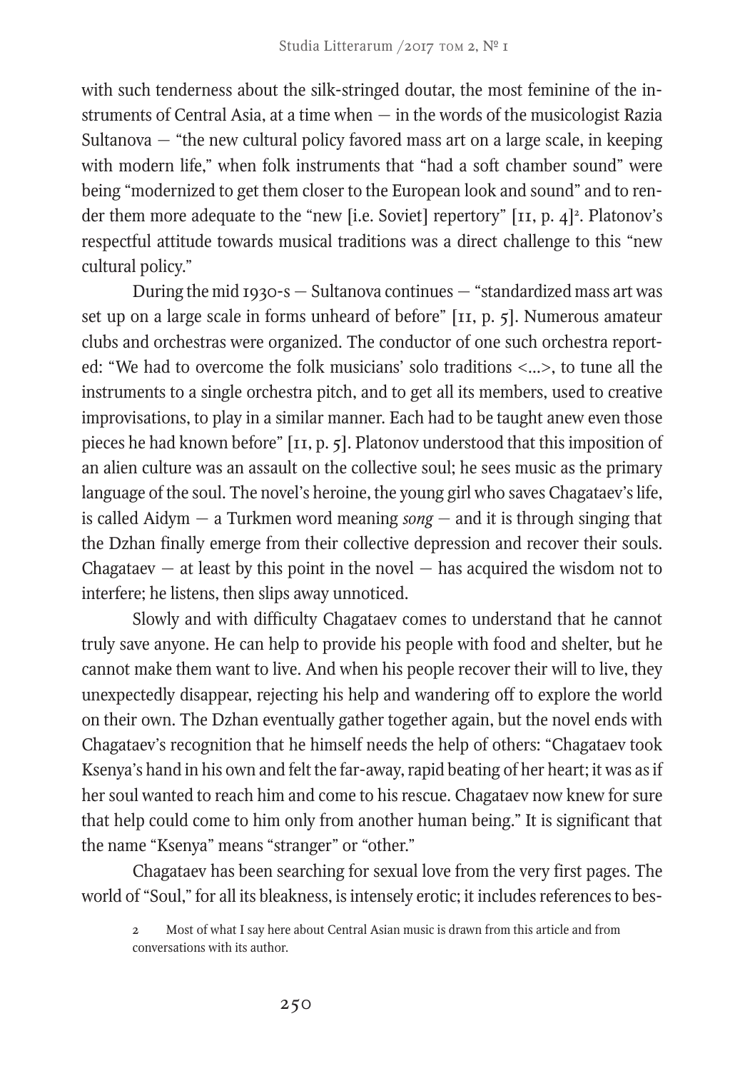with such tenderness about the silk-stringed doutar, the most feminine of the instruments of Central Asia, at a time when — in the words of the musicologist Razia Sultanova — "the new cultural policy favored mass art on a large scale, in keeping with modern life," when folk instruments that "had a soft chamber sound" were being "modernized to get them closer to the European look and sound" and to render them more adequate to the "new [i.e. Soviet] repertory" [11, p. 4][2]. Platonov's respectful attitude towards musical traditions was a direct challenge to this "new cultural policy."

During the mid 1930-s — Sultanova continues — "standardized mass art was set up on a large scale in forms unheard of before" [11, p. 5]. Numerous amateur clubs and orchestras were organized. The conductor of one such orchestra reported: "We had to overcome the folk musicians' solo traditions <...>, to tune all the instruments to a single orchestra pitch, and to get all its members, used to creative improvisations, to play in a similar manner. Each had to be taught anew even those pieces he had known before" [11, p. 5]. Platonov understood that this imposition of an alien culture was an assault on the collective soul; he sees music as the primary language of the soul. The novel's heroine, the young girl who saves Chagataev's life, is called Aidym — a Turkmen word meaning *song* — and it is through singing that the Dzhan finally emerge from their collective depression and recover their souls. Chagataev — at least by this point in the novel — has acquired the wisdom not to interfere; he listens, then slips away unnoticed.

Slowly and with difficulty Chagataev comes to understand that he cannot truly save anyone. He can help to provide his people with food and shelter, but he cannot make them want to live. And when his people recover their will to live, they unexpectedly disappear, rejecting his help and wandering off to explore the world on their own. The Dzhan eventually gather together again, but the novel ends with Chagataev's recognition that he himself needs the help of others: "Chagataev took Ksenya's hand in his own and felt the far-away, rapid beating of her heart; it was as if her soul wanted to reach him and come to his rescue. Chagataev now knew for sure that help could come to him only from another human being." It is significant that the name "Ksenya" means "stranger" or "other."

Chagataev has been searching for sexual love from the very first pages. The world of "Soul," for all its bleakness, is intensely erotic; it includes references to bes-

2 Most of what I say here about Central Asian music is drawn from this article and from conversations with its author.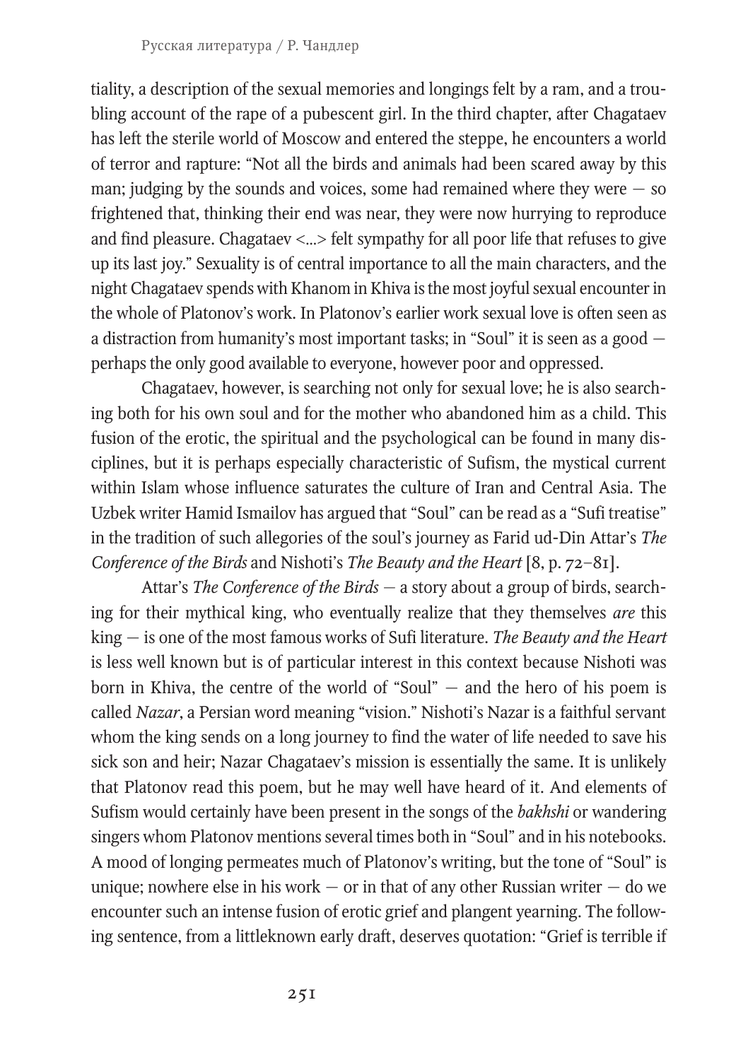tiality, a description of the sexual memories and longings felt by a ram, and a troubling account of the rape of a pubescent girl. In the third chapter, after Chagataev has left the sterile world of Moscow and entered the steppe, he encounters a world of terror and rapture: "Not all the birds and animals had been scared away by this man; judging by the sounds and voices, some had remained where they were — so frightened that, thinking their end was near, they were now hurrying to reproduce and find pleasure. Chagataev <...> felt sympathy for all poor life that refuses to give up its last joy." Sexuality is of central importance to all the main characters, and the night Chagataev spends with Khanom in Khiva is the most joyful sexual encounter in the whole of Platonov's work. In Platonov's earlier work sexual love is often seen as a distraction from humanity's most important tasks; in "Soul" it is seen as a good — perhaps the only good available to everyone, however poor and oppressed.

Chagataev, however, is searching not only for sexual love; he is also searching both for his own soul and for the mother who abandoned him as a child. This fusion of the erotic, the spiritual and the psychological can be found in many disciplines, but it is perhaps especially characteristic of Sufism, the mystical current within Islam whose influence saturates the culture of Iran and Central Asia. The Uzbek writer Hamid Ismailov has argued that "Soul" can be read as a "Sufi treatise" in the tradition of such allegories of the soul's journey as Farid ud-Din Attar's *The Conference of the Birds* and Nishoti's *The Beauty and the Heart* [8, p. 72–81].

Attar's *The Conference of the Birds* — a story about a group of birds, searching for their mythical king, who eventually realize that they themselves *are* this king — is one of the most famous works of Sufi literature. *The Beauty and the Heart* is less well known but is of particular interest in this context because Nishoti was born in Khiva, the centre of the world of "Soul" — and the hero of his poem is called *Nazar*, a Persian word meaning "vision." Nishoti's Nazar is a faithful servant whom the king sends on a long journey to find the water of life needed to save his sick son and heir; Nazar Chagataev's mission is essentially the same. It is unlikely that Platonov read this poem, but he may well have heard of it. And elements of Sufism would certainly have been present in the songs of the *bakhshi* or wandering singers whom Platonov mentions several times both in "Soul" and in his notebooks. A mood of longing permeates much of Platonov's writing, but the tone of "Soul" is unique; nowhere else in his work — or in that of any other Russian writer — do we encounter such an intense fusion of erotic grief and plangent yearning. The following sentence, from a littleknown early draft, deserves quotation: "Grief is terrible if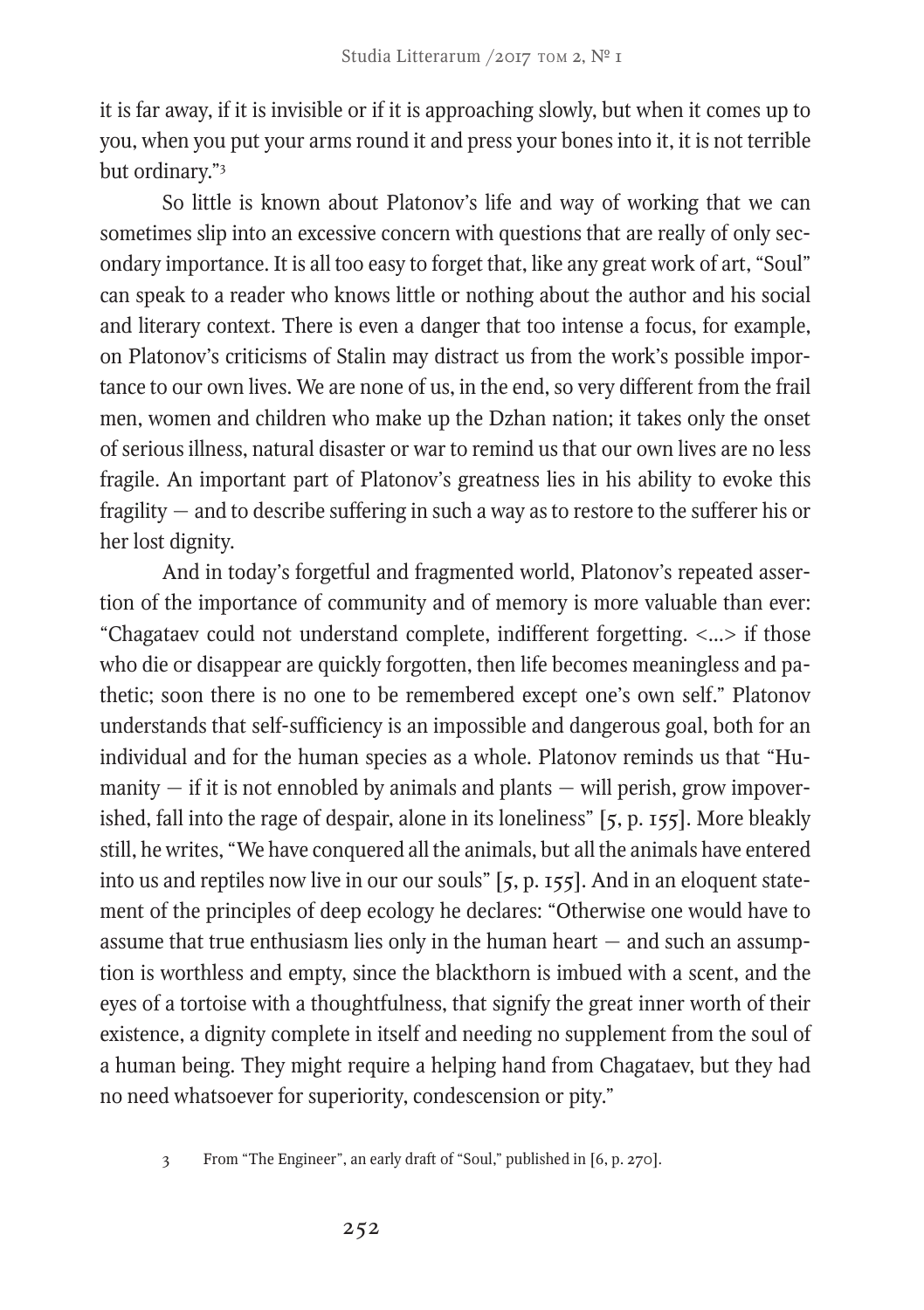it is far away, if it is invisible or if it is approaching slowly, but when it comes up to you, when you put your arms round it and press your bones into it, it is not terrible but ordinary."[3]

So little is known about Platonov's life and way of working that we can sometimes slip into an excessive concern with questions that are really of only secondary importance. It is all too easy to forget that, like any great work of art, "Soul" can speak to a reader who knows little or nothing about the author and his social and literary context. There is even a danger that too intense a focus, for example, on Platonov's criticisms of Stalin may distract us from the work's possible importance to our own lives. We are none of us, in the end, so very different from the frail men, women and children who make up the Dzhan nation; it takes only the onset of serious illness, natural disaster or war to remind us that our own lives are no less fragile. An important part of Platonov's greatness lies in his ability to evoke this fragility — and to describe suffering in such a way as to restore to the sufferer his or her lost dignity.

And in today's forgetful and fragmented world, Platonov's repeated assertion of the importance of community and of memory is more valuable than ever: "Chagataev could not understand complete, indifferent forgetting. <...> if those who die or disappear are quickly forgotten, then life becomes meaningless and pathetic; soon there is no one to be remembered except one's own self." Platonov understands that self-sufficiency is an impossible and dangerous goal, both for an individual and for the human species as a whole. Platonov reminds us that "Humanity — if it is not ennobled by animals and plants — will perish, grow impoverished, fall into the rage of despair, alone in its loneliness" [5, p. 155]. More bleakly still, he writes, "We have conquered all the animals, but all the animals have entered into us and reptiles now live in our our souls" [5, p. 155]. And in an eloquent statement of the principles of deep ecology he declares: "Otherwise one would have to assume that true enthusiasm lies only in the human heart — and such an assumption is worthless and empty, since the blackthorn is imbued with a scent, and the eyes of a tortoise with a thoughtfulness, that signify the great inner worth of their existence, a dignity complete in itself and needing no supplement from the soul of a human being. They might require a helping hand from Chagataev, but they had no need whatsoever for superiority, condescension or pity."

3 From "The Engineer", an early draft of "Soul," published in [6, p. 270].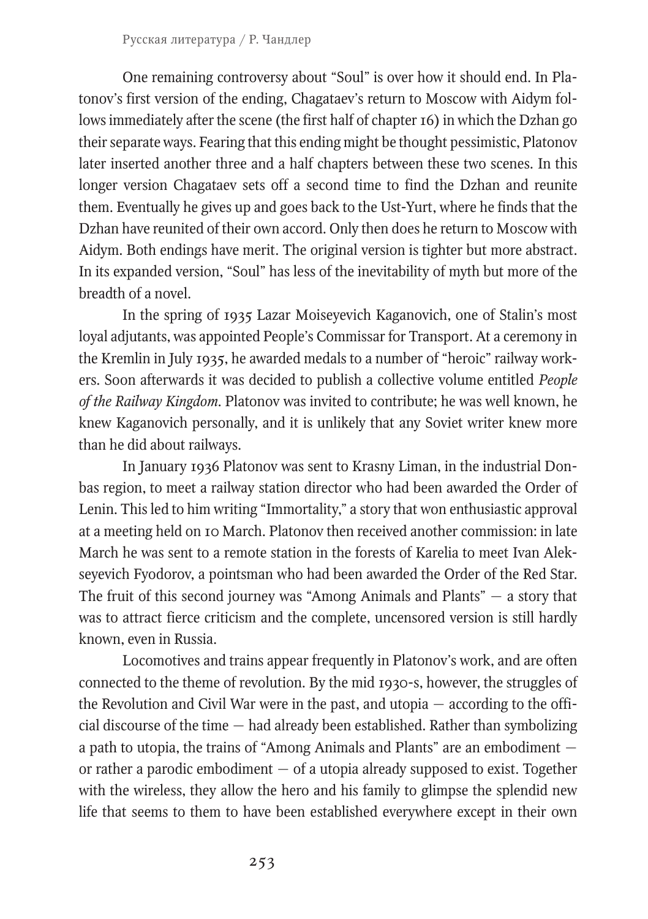One remaining controversy about "Soul" is over how it should end. In Platonov's first version of the ending, Chagataev's return to Moscow with Aidym follows immediately after the scene (the first half of chapter 16) in which the Dzhan go their separate ways. Fearing that this ending might be thought pessimistic, Platonov later inserted another three and a half chapters between these two scenes. In this longer version Chagataev sets off a second time to find the Dzhan and reunite them. Eventually he gives up and goes back to the Ust-Yurt, where he finds that the Dzhan have reunited of their own accord. Only then does he return to Moscow with Aidym. Both endings have merit. The original version is tighter but more abstract. In its expanded version, "Soul" has less of the inevitability of myth but more of the breadth of a novel.

In the spring of 1935 Lazar Moiseyevich Kaganovich, one of Stalin's most loyal adjutants, was appointed People's Commissar for Transport. At a ceremony in the Kremlin in July 1935, he awarded medals to a number of "heroic" railway workers. Soon afterwards it was decided to publish a collective volume entitled *People of the Railway Kingdom*. Platonov was invited to contribute; he was well known, he knew Kaganovich personally, and it is unlikely that any Soviet writer knew more than he did about railways.

In January 1936 Platonov was sent to Krasny Liman, in the industrial Donbas region, to meet a railway station director who had been awarded the Order of Lenin. This led to him writing "Immortality," a story that won enthusiastic approval at a meeting held on 10 March. Platonov then received another commission: in late March he was sent to a remote station in the forests of Karelia to meet Ivan Alekseyevich Fyodorov, a pointsman who had been awarded the Order of the Red Star. The fruit of this second journey was "Among Animals and Plants" — a story that was to attract fierce criticism and the complete, uncensored version is still hardly known, even in Russia.

Locomotives and trains appear frequently in Platonov's work, and are often connected to the theme of revolution. By the mid 1930-s, however, the struggles of the Revolution and Civil War were in the past, and utopia — according to the official discourse of the time — had already been established. Rather than symbolizing a path to utopia, the trains of "Among Animals and Plants" are an embodiment — or rather a parodic embodiment — of a utopia already supposed to exist. Together with the wireless, they allow the hero and his family to glimpse the splendid new life that seems to them to have been established everywhere except in their own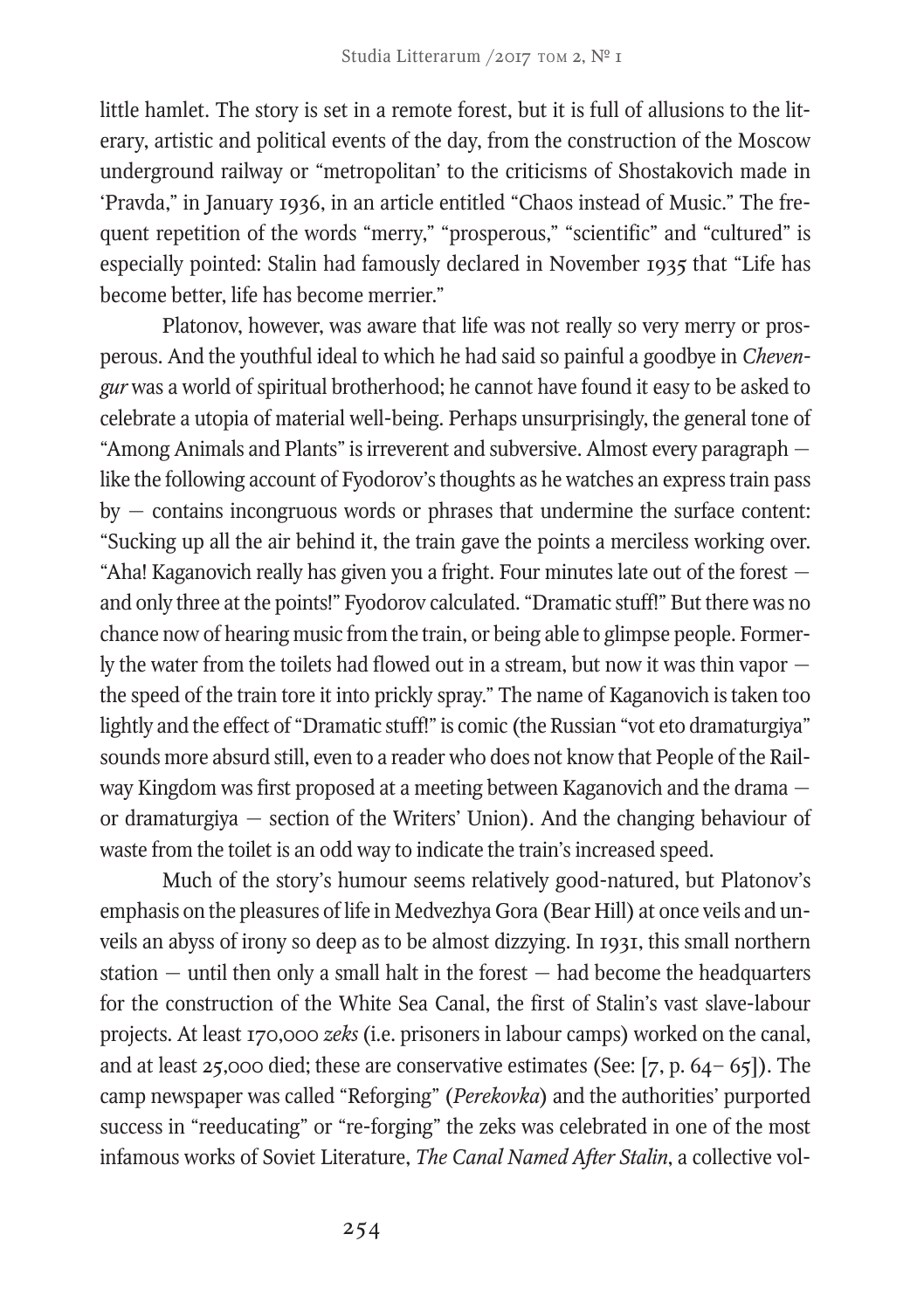little hamlet. The story is set in a remote forest, but it is full of allusions to the literary, artistic and political events of the day, from the construction of the Moscow underground railway or "metropolitan' to the criticisms of Shostakovich made in 'Pravda," in January 1936, in an article entitled "Chaos instead of Music." The frequent repetition of the words "merry," "prosperous," "scientific" and "cultured" is especially pointed: Stalin had famously declared in November 1935 that "Life has become better, life has become merrier."

Platonov, however, was aware that life was not really so very merry or prosperous. And the youthful ideal to which he had said so painful a goodbye in *Chevengur* was a world of spiritual brotherhood; he cannot have found it easy to be asked to celebrate a utopia of material well-being. Perhaps unsurprisingly, the general tone of "Among Animals and Plants" is irreverent and subversive. Almost every paragraph — like the following account of Fyodorov's thoughts as he watches an express train pass by — contains incongruous words or phrases that undermine the surface content: "Sucking up all the air behind it, the train gave the points a merciless working over. "Aha! Kaganovich really has given you a fright. Four minutes late out of the forest — and only three at the points!" Fyodorov calculated. "Dramatic stuff!" But there was no chance now of hearing music from the train, or being able to glimpse people. Formerly the water from the toilets had flowed out in a stream, but now it was thin vapor — the speed of the train tore it into prickly spray." The name of Kaganovich is taken too lightly and the effect of "Dramatic stuff!" is comic (the Russian "vot eto dramaturgiya" sounds more absurd still, even to a reader who does not know that People of the Railway Kingdom was first proposed at a meeting between Kaganovich and the drama — or dramaturgiya — section of the Writers' Union). And the changing behaviour of waste from the toilet is an odd way to indicate the train's increased speed.

Much of the story's humour seems relatively good-natured, but Platonov's emphasis on the pleasures of life in Medvezhya Gora (Bear Hill) at once veils and unveils an abyss of irony so deep as to be almost dizzying. In 1931, this small northern station — until then only a small halt in the forest — had become the headquarters for the construction of the White Sea Canal, the first of Stalin's vast slave-labour projects. At least 170,000 *zeks* (i.e. prisoners in labour camps) worked on the canal, and at least 25,000 died; these are conservative estimates (See: [7, p. 64– 65]). The camp newspaper was called "Reforging" (*Perekovka*) and the authorities' purported success in "reeducating" or "re-forging" the zeks was celebrated in one of the most infamous works of Soviet Literature, *The Canal Named After Stalin*, a collective vol-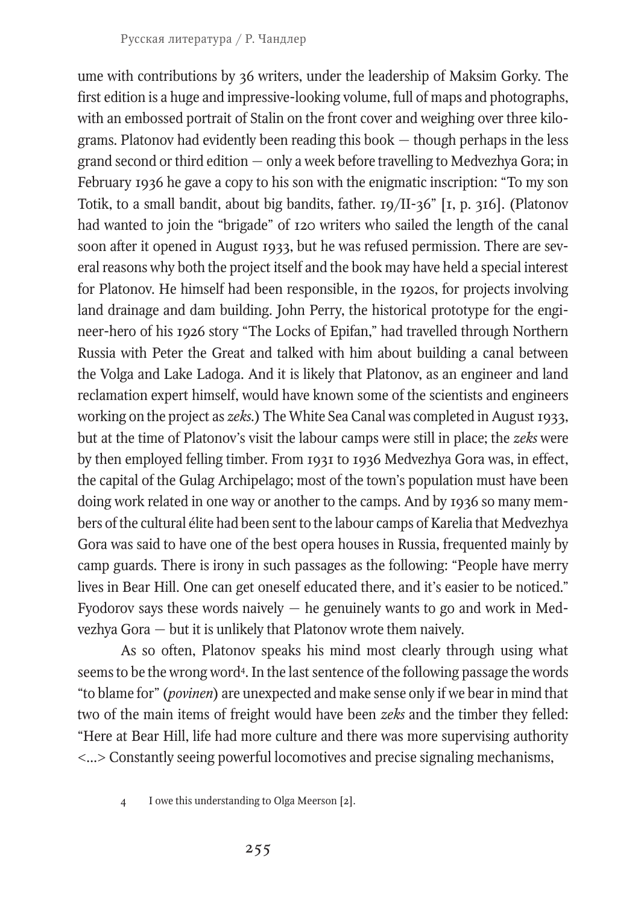ume with contributions by 36 writers, under the leadership of Maksim Gorky. The first edition is a huge and impressive-looking volume, full of maps and photographs, with an embossed portrait of Stalin on the front cover and weighing over three kilograms. Platonov had evidently been reading this book — though perhaps in the less grand second or third edition — only a week before travelling to Medvezhya Gora; in February 1936 he gave a copy to his son with the enigmatic inscription: "To my son Totik, to a small bandit, about big bandits, father. 19/II-36" [1, p. 316]. (Platonov had wanted to join the "brigade" of 120 writers who sailed the length of the canal soon after it opened in August 1933, but he was refused permission. There are several reasons why both the project itself and the book may have held a special interest for Platonov. He himself had been responsible, in the 1920s, for projects involving land drainage and dam building. John Perry, the historical prototype for the engineer-hero of his 1926 story "The Locks of Epifan," had travelled through Northern Russia with Peter the Great and talked with him about building a canal between the Volga and Lake Ladoga. And it is likely that Platonov, as an engineer and land reclamation expert himself, would have known some of the scientists and engineers working on the project as *zeks*.) The White Sea Canal was completed in August 1933, but at the time of Platonov's visit the labour camps were still in place; the *zeks* were by then employed felling timber. From 1931 to 1936 Medvezhya Gora was, in effect, the capital of the Gulag Archipelago; most of the town's population must have been doing work related in one way or another to the camps. And by 1936 so many members of the cultural élite had been sent to the labour camps of Karelia that Medvezhya Gora was said to have one of the best opera houses in Russia, frequented mainly by camp guards. There is irony in such passages as the following: "People have merry lives in Bear Hill. One can get oneself educated there, and it's easier to be noticed." Fyodorov says these words naively — he genuinely wants to go and work in Medvezhya Gora — but it is unlikely that Platonov wrote them naively.

As so often, Platonov speaks his mind most clearly through using what seems to be the wrong word[4]. In the last sentence of the following passage the words "to blame for" (*povinen*) are unexpected and make sense only if we bear in mind that two of the main items of freight would have been *zeks* and the timber they felled: "Here at Bear Hill, life had more culture and there was more supervising authority <…> Constantly seeing powerful locomotives and precise signaling mechanisms,

4 I owe this understanding to Olga Meerson [2].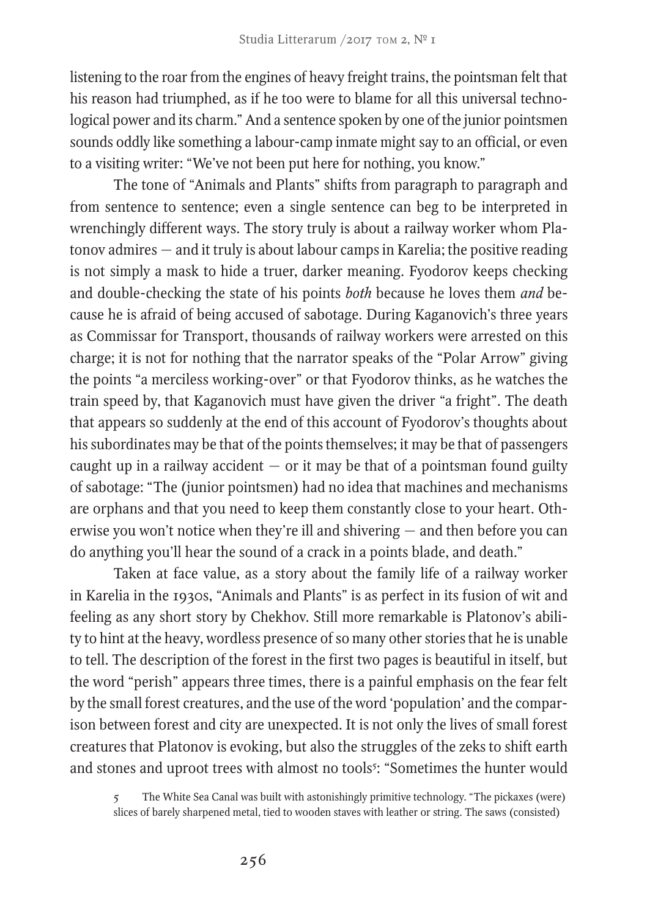listening to the roar from the engines of heavy freight trains, the pointsman felt that his reason had triumphed, as if he too were to blame for all this universal technological power and its charm." And a sentence spoken by one of the junior pointsmen sounds oddly like something a labour-camp inmate might say to an official, or even to a visiting writer: "We've not been put here for nothing, you know."

The tone of "Animals and Plants" shifts from paragraph to paragraph and from sentence to sentence; even a single sentence can beg to be interpreted in wrenchingly different ways. The story truly is about a railway worker whom Platonov admires — and it truly is about labour camps in Karelia; the positive reading is not simply a mask to hide a truer, darker meaning. Fyodorov keeps checking and double-checking the state of his points *both* because he loves them *and* because he is afraid of being accused of sabotage. During Kaganovich's three years as Commissar for Transport, thousands of railway workers were arrested on this charge; it is not for nothing that the narrator speaks of the "Polar Arrow" giving the points "a merciless working-over" or that Fyodorov thinks, as he watches the train speed by, that Kaganovich must have given the driver "a fright". The death that appears so suddenly at the end of this account of Fyodorov's thoughts about his subordinates may be that of the points themselves; it may be that of passengers caught up in a railway accident — or it may be that of a pointsman found guilty of sabotage: "The (junior pointsmen) had no idea that machines and mechanisms are orphans and that you need to keep them constantly close to your heart. Otherwise you won't notice when they're ill and shivering — and then before you can do anything you'll hear the sound of a crack in a points blade, and death."

Taken at face value, as a story about the family life of a railway worker in Karelia in the 1930s, "Animals and Plants" is as perfect in its fusion of wit and feeling as any short story by Chekhov. Still more remarkable is Platonov's ability to hint at the heavy, wordless presence of so many other stories that he is unable to tell. The description of the forest in the first two pages is beautiful in itself, but the word "perish" appears three times, there is a painful emphasis on the fear felt by the small forest creatures, and the use of the word 'population' and the comparison between forest and city are unexpected. It is not only the lives of small forest creatures that Platonov is evoking, but also the struggles of the zeks to shift earth and stones and uproot trees with almost no tools[5]: "Sometimes the hunter would

5 The White Sea Canal was built with astonishingly primitive technology. "The pickaxes (were) slices of barely sharpened metal, tied to wooden staves with leather or string. The saws (consisted)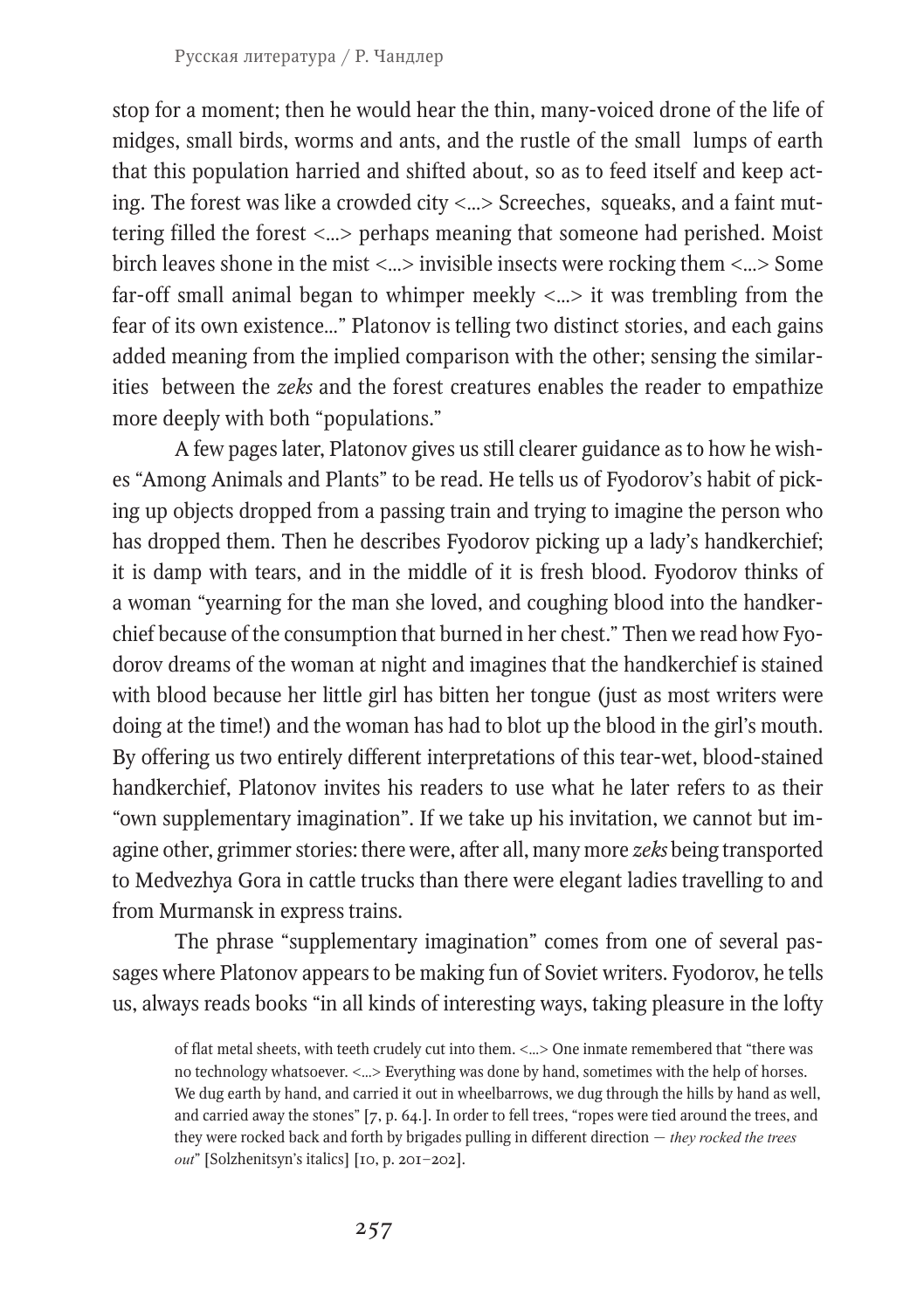stop for a moment; then he would hear the thin, many-voiced drone of the life of midges, small birds, worms and ants, and the rustle of the small lumps of earth that this population harried and shifted about, so as to feed itself and keep acting. The forest was like a crowded city <…> Screeches, squeaks, and a faint muttering filled the forest <…> perhaps meaning that someone had perished. Moist birch leaves shone in the mist <…> invisible insects were rocking them <…> Some far-off small animal began to whimper meekly <…> it was trembling from the fear of its own existence…" Platonov is telling two distinct stories, and each gains added meaning from the implied comparison with the other; sensing the similarities between the *zeks* and the forest creatures enables the reader to empathize more deeply with both "populations."

A few pages later, Platonov gives us still clearer guidance as to how he wishes "Among Animals and Plants" to be read. He tells us of Fyodorov's habit of picking up objects dropped from a passing train and trying to imagine the person who has dropped them. Then he describes Fyodorov picking up a lady's handkerchief; it is damp with tears, and in the middle of it is fresh blood. Fyodorov thinks of a woman "yearning for the man she loved, and coughing blood into the handkerchief because of the consumption that burned in her chest." Then we read how Fyodorov dreams of the woman at night and imagines that the handkerchief is stained with blood because her little girl has bitten her tongue (just as most writers were doing at the time!) and the woman has had to blot up the blood in the girl's mouth. By offering us two entirely different interpretations of this tear-wet, blood-stained handkerchief, Platonov invites his readers to use what he later refers to as their "own supplementary imagination". If we take up his invitation, we cannot but imagine other, grimmer stories: there were, after all, many more *zeks* being transported to Medvezhya Gora in cattle trucks than there were elegant ladies travelling to and from Murmansk in express trains.

The phrase "supplementary imagination" comes from one of several passages where Platonov appears to be making fun of Soviet writers. Fyodorov, he tells us, always reads books "in all kinds of interesting ways, taking pleasure in the lofty

of flat metal sheets, with teeth crudely cut into them. <…> One inmate remembered that "there was no technology whatsoever. <…> Everything was done by hand, sometimes with the help of horses. We dug earth by hand, and carried it out in wheelbarrows, we dug through the hills by hand as well, and carried away the stones" [7, p. 64.]. In order to fell trees, "ropes were tied around the trees, and they were rocked back and forth by brigades pulling in different direction — *they rocked the trees out*" [Solzhenitsyn's italics] [10, p. 201–202].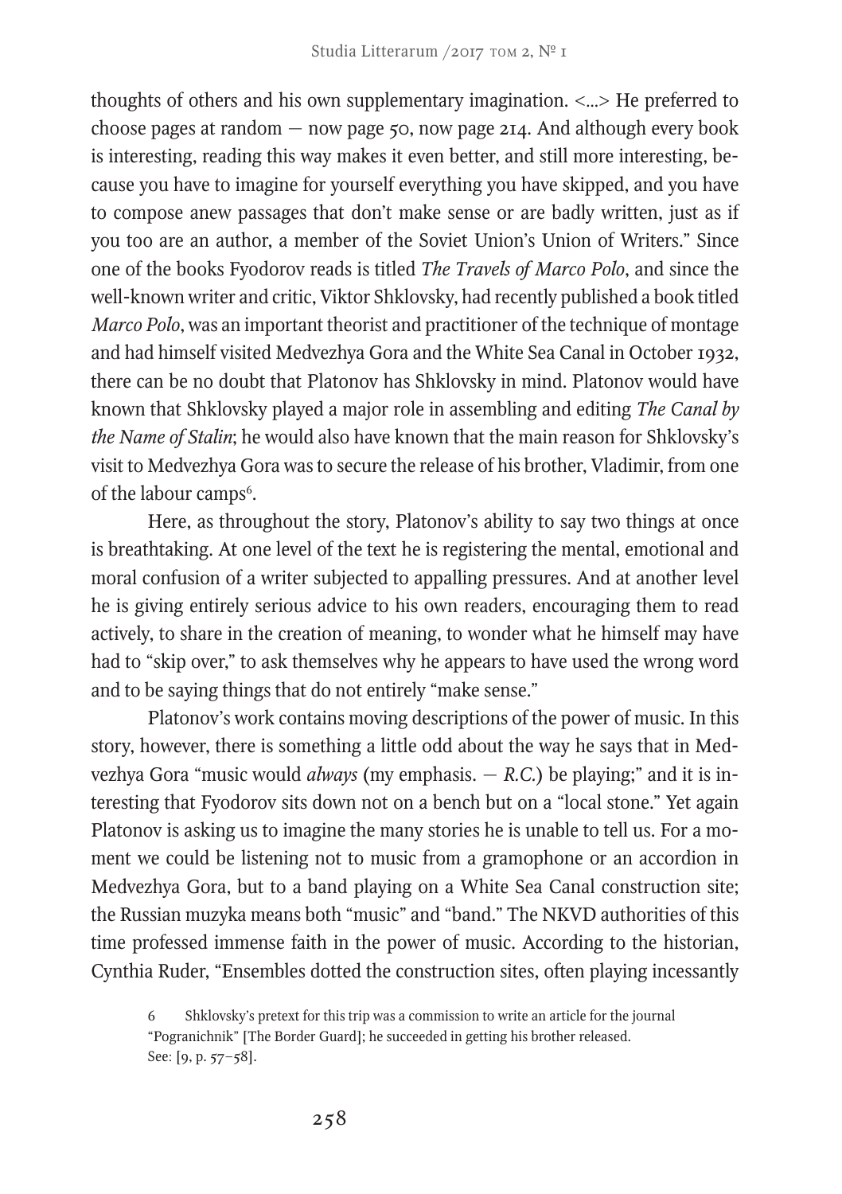thoughts of others and his own supplementary imagination. <…> He preferred to choose pages at random — now page 50, now page 214. And although every book is interesting, reading this way makes it even better, and still more interesting, because you have to imagine for yourself everything you have skipped, and you have to compose anew passages that don't make sense or are badly written, just as if you too are an author, a member of the Soviet Union's Union of Writers." Since one of the books Fyodorov reads is titled *The Travels of Marco Polo*, and since the well-known writer and critic, Viktor Shklovsky, had recently published a book titled *Marco Polo*, was an important theorist and practitioner of the technique of montage and had himself visited Medvezhya Gora and the White Sea Canal in October 1932, there can be no doubt that Platonov has Shklovsky in mind. Platonov would have known that Shklovsky played a major role in assembling and editing *The Canal by the Name of Stalin*; he would also have known that the main reason for Shklovsky's visit to Medvezhya Gora was to secure the release of his brother, Vladimir, from one of the labour camps[6].

Here, as throughout the story, Platonov's ability to say two things at once is breathtaking. At one level of the text he is registering the mental, emotional and moral confusion of a writer subjected to appalling pressures. And at another level he is giving entirely serious advice to his own readers, encouraging them to read actively, to share in the creation of meaning, to wonder what he himself may have had to "skip over," to ask themselves why he appears to have used the wrong word and to be saying things that do not entirely "make sense."

Platonov's work contains moving descriptions of the power of music. In this story, however, there is something a little odd about the way he says that in Medvezhya Gora "music would *always* (my emphasis. — *R.C.*) be playing;" and it is interesting that Fyodorov sits down not on a bench but on a "local stone." Yet again Platonov is asking us to imagine the many stories he is unable to tell us. For a moment we could be listening not to music from a gramophone or an accordion in Medvezhya Gora, but to a band playing on a White Sea Canal construction site; the Russian muzyka means both "music" and "band." The NKVD authorities of this time professed immense faith in the power of music. According to the historian, Cynthia Ruder, "Ensembles dotted the construction sites, often playing incessantly

6 Shklovsky's pretext for this trip was a commission to write an article for the journal "Pogranichnik" [The Border Guard]; he succeeded in getting his brother released. See: [9, p. 57–58].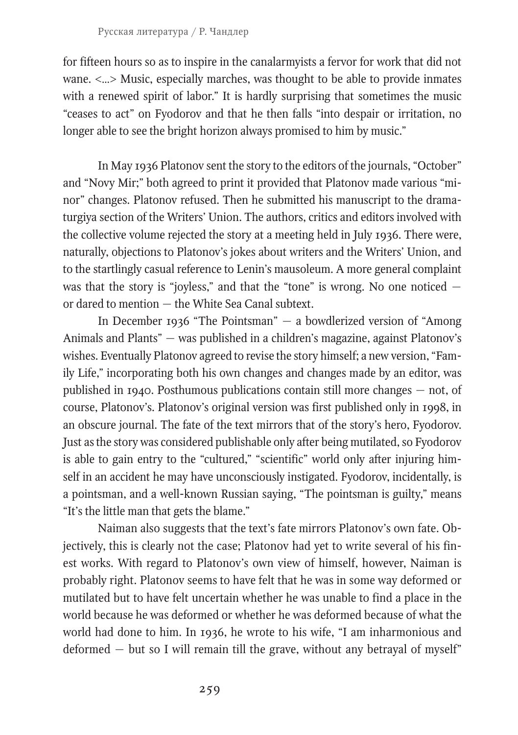for fifteen hours so as to inspire in the canalarmyists a fervor for work that did not wane. <...> Music, especially marches, was thought to be able to provide inmates with a renewed spirit of labor." It is hardly surprising that sometimes the music "ceases to act" on Fyodorov and that he then falls "into despair or irritation, no longer able to see the bright horizon always promised to him by music."

In May 1936 Platonov sent the story to the editors of the journals, "October" and "Novy Mir;" both agreed to print it provided that Platonov made various "minor" changes. Platonov refused. Then he submitted his manuscript to the dramaturgiya section of the Writers' Union. The authors, critics and editors involved with the collective volume rejected the story at a meeting held in July 1936. There were, naturally, objections to Platonov's jokes about writers and the Writers' Union, and to the startlingly casual reference to Lenin's mausoleum. A more general complaint was that the story is "joyless," and that the "tone" is wrong. No one noticed — or dared to mention — the White Sea Canal subtext.

In December 1936 "The Pointsman" — a bowdlerized version of "Among Animals and Plants" — was published in a children's magazine, against Platonov's wishes. Eventually Platonov agreed to revise the story himself; a new version, "Family Life," incorporating both his own changes and changes made by an editor, was published in 1940. Posthumous publications contain still more changes — not, of course, Platonov's. Platonov's original version was first published only in 1998, in an obscure journal. The fate of the text mirrors that of the story's hero, Fyodorov. Just as the story was considered publishable only after being mutilated, so Fyodorov is able to gain entry to the "cultured," "scientific" world only after injuring himself in an accident he may have unconsciously instigated. Fyodorov, incidentally, is a pointsman, and a well-known Russian saying, "The pointsman is guilty," means "It's the little man that gets the blame."

Naiman also suggests that the text's fate mirrors Platonov's own fate. Objectively, this is clearly not the case; Platonov had yet to write several of his finest works. With regard to Platonov's own view of himself, however, Naiman is probably right. Platonov seems to have felt that he was in some way deformed or mutilated but to have felt uncertain whether he was unable to find a place in the world because he was deformed or whether he was deformed because of what the world had done to him. In 1936, he wrote to his wife, "I am inharmonious and deformed — but so I will remain till the grave, without any betrayal of myself"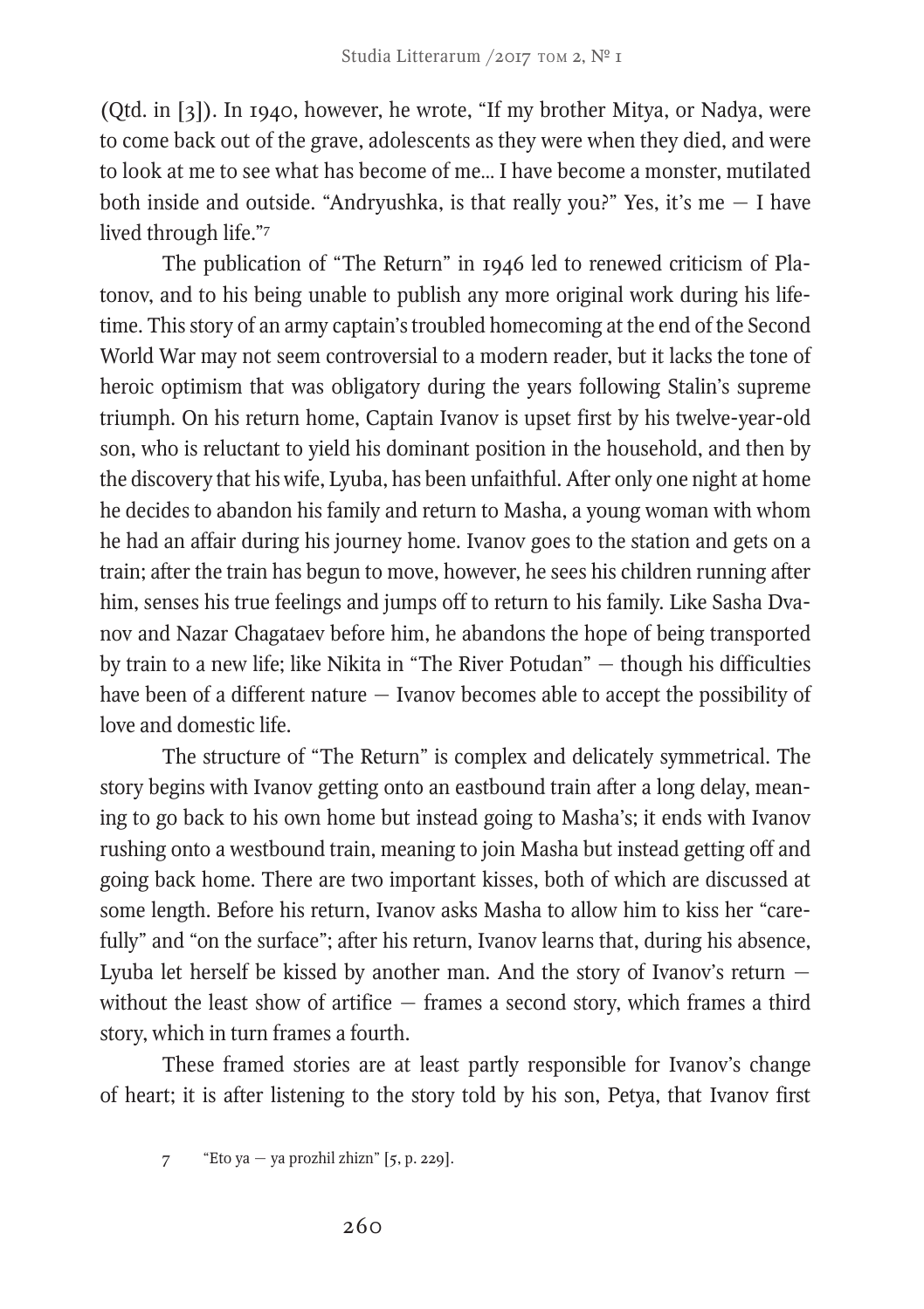(Qtd. in [3]). In 1940, however, he wrote, "If my brother Mitya, or Nadya, were to come back out of the grave, adolescents as they were when they died, and were to look at me to see what has become of me… I have become a monster, mutilated both inside and outside. "Andryushka, is that really you?" Yes, it's me — I have lived through life."[7]

The publication of "The Return" in 1946 led to renewed criticism of Platonov, and to his being unable to publish any more original work during his lifetime. This story of an army captain's troubled homecoming at the end of the Second World War may not seem controversial to a modern reader, but it lacks the tone of heroic optimism that was obligatory during the years following Stalin's supreme triumph. On his return home, Captain Ivanov is upset first by his twelve-year-old son, who is reluctant to yield his dominant position in the household, and then by the discovery that his wife, Lyuba, has been unfaithful. After only one night at home he decides to abandon his family and return to Masha, a young woman with whom he had an affair during his journey home. Ivanov goes to the station and gets on a train; after the train has begun to move, however, he sees his children running after him, senses his true feelings and jumps off to return to his family. Like Sasha Dvanov and Nazar Chagataev before him, he abandons the hope of being transported by train to a new life; like Nikita in "The River Potudan" — though his difficulties have been of a different nature — Ivanov becomes able to accept the possibility of love and domestic life.

The structure of "The Return" is complex and delicately symmetrical. The story begins with Ivanov getting onto an eastbound train after a long delay, meaning to go back to his own home but instead going to Masha's; it ends with Ivanov rushing onto a westbound train, meaning to join Masha but instead getting off and going back home. There are two important kisses, both of which are discussed at some length. Before his return, Ivanov asks Masha to allow him to kiss her "carefully" and "on the surface"; after his return, Ivanov learns that, during his absence, Lyuba let herself be kissed by another man. And the story of Ivanov's return — without the least show of artifice — frames a second story, which frames a third story, which in turn frames a fourth.

These framed stories are at least partly responsible for Ivanov's change of heart; it is after listening to the story told by his son, Petya, that Ivanov first

7 "Eto ya — ya prozhil zhizn" [5, p. 229].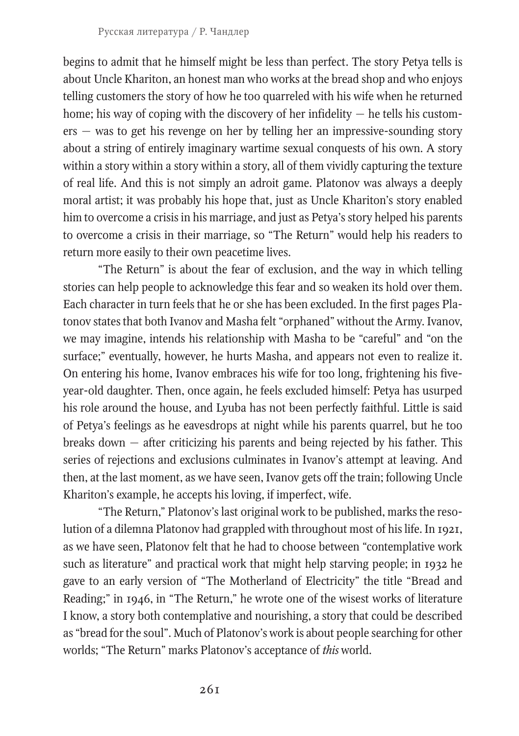begins to admit that he himself might be less than perfect. The story Petya tells is about Uncle Khariton, an honest man who works at the bread shop and who enjoys telling customers the story of how he too quarreled with his wife when he returned home; his way of coping with the discovery of her infidelity — he tells his customers — was to get his revenge on her by telling her an impressive-sounding story about a string of entirely imaginary wartime sexual conquests of his own. A story within a story within a story within a story, all of them vividly capturing the texture of real life. And this is not simply an adroit game. Platonov was always a deeply moral artist; it was probably his hope that, just as Uncle Khariton's story enabled him to overcome a crisis in his marriage, and just as Petya's story helped his parents to overcome a crisis in their marriage, so "The Return" would help his readers to return more easily to their own peacetime lives.

"The Return" is about the fear of exclusion, and the way in which telling stories can help people to acknowledge this fear and so weaken its hold over them. Each character in turn feels that he or she has been excluded. In the first pages Platonov states that both Ivanov and Masha felt "orphaned" without the Army. Ivanov, we may imagine, intends his relationship with Masha to be "careful" and "on the surface;" eventually, however, he hurts Masha, and appears not even to realize it. On entering his home, Ivanov embraces his wife for too long, frightening his five-year-old daughter. Then, once again, he feels excluded himself: Petya has usurped his role around the house, and Lyuba has not been perfectly faithful. Little is said of Petya's feelings as he eavesdrops at night while his parents quarrel, but he too breaks down — after criticizing his parents and being rejected by his father. This series of rejections and exclusions culminates in Ivanov's attempt at leaving. And then, at the last moment, as we have seen, Ivanov gets off the train; following Uncle Khariton's example, he accepts his loving, if imperfect, wife.

"The Return," Platonov's last original work to be published, marks the resolution of a dilemna Platonov had grappled with throughout most of his life. In 1921, as we have seen, Platonov felt that he had to choose between "contemplative work such as literature" and practical work that might help starving people; in 1932 he gave to an early version of "The Motherland of Electricity" the title "Bread and Reading;" in 1946, in "The Return," he wrote one of the wisest works of literature I know, a story both contemplative and nourishing, a story that could be described as "bread for the soul". Much of Platonov's work is about people searching for other worlds; "The Return" marks Platonov's acceptance of *this* world.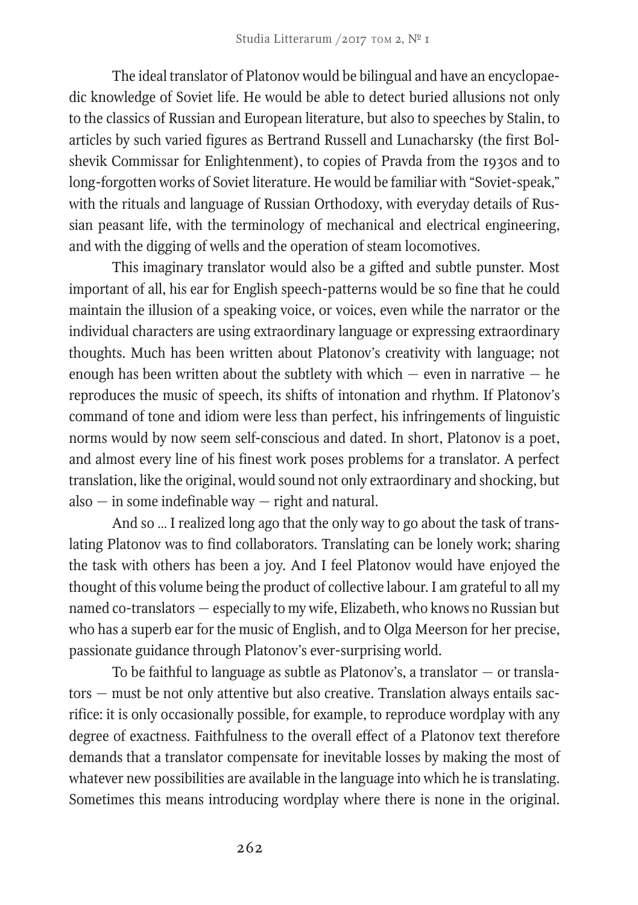The ideal translator of Platonov would be bilingual and have an encyclopaedic knowledge of Soviet life. He would be able to detect buried allusions not only to the classics of Russian and European literature, but also to speeches by Stalin, to articles by such varied figures as Bertrand Russell and Lunacharsky (the first Bolshevik Commissar for Enlightenment), to copies of Pravda from the 1930s and to long-forgotten works of Soviet literature. He would be familiar with "Soviet-speak," with the rituals and language of Russian Orthodoxy, with everyday details of Russian peasant life, with the terminology of mechanical and electrical engineering, and with the digging of wells and the operation of steam locomotives.

This imaginary translator would also be a gifted and subtle punster. Most important of all, his ear for English speech-patterns would be so fine that he could maintain the illusion of a speaking voice, or voices, even while the narrator or the individual characters are using extraordinary language or expressing extraordinary thoughts. Much has been written about Platonov's creativity with language; not enough has been written about the subtlety with which — even in narrative — he reproduces the music of speech, its shifts of intonation and rhythm. If Platonov's command of tone and idiom were less than perfect, his infringements of linguistic norms would by now seem self-conscious and dated. In short, Platonov is a poet, and almost every line of his finest work poses problems for a translator. A perfect translation, like the original, would sound not only extraordinary and shocking, but also — in some indefinable way — right and natural.

And so ... I realized long ago that the only way to go about the task of translating Platonov was to find collaborators. Translating can be lonely work; sharing the task with others has been a joy. And I feel Platonov would have enjoyed the thought of this volume being the product of collective labour. I am grateful to all my named co-translators — especially to my wife, Elizabeth, who knows no Russian but who has a superb ear for the music of English, and to Olga Meerson for her precise, passionate guidance through Platonov's ever-surprising world.

To be faithful to language as subtle as Platonov's, a translator — or translators — must be not only attentive but also creative. Translation always entails sacrifice: it is only occasionally possible, for example, to reproduce wordplay with any degree of exactness. Faithfulness to the overall effect of a Platonov text therefore demands that a translator compensate for inevitable losses by making the most of whatever new possibilities are available in the language into which he is translating. Sometimes this means introducing wordplay where there is none in the original.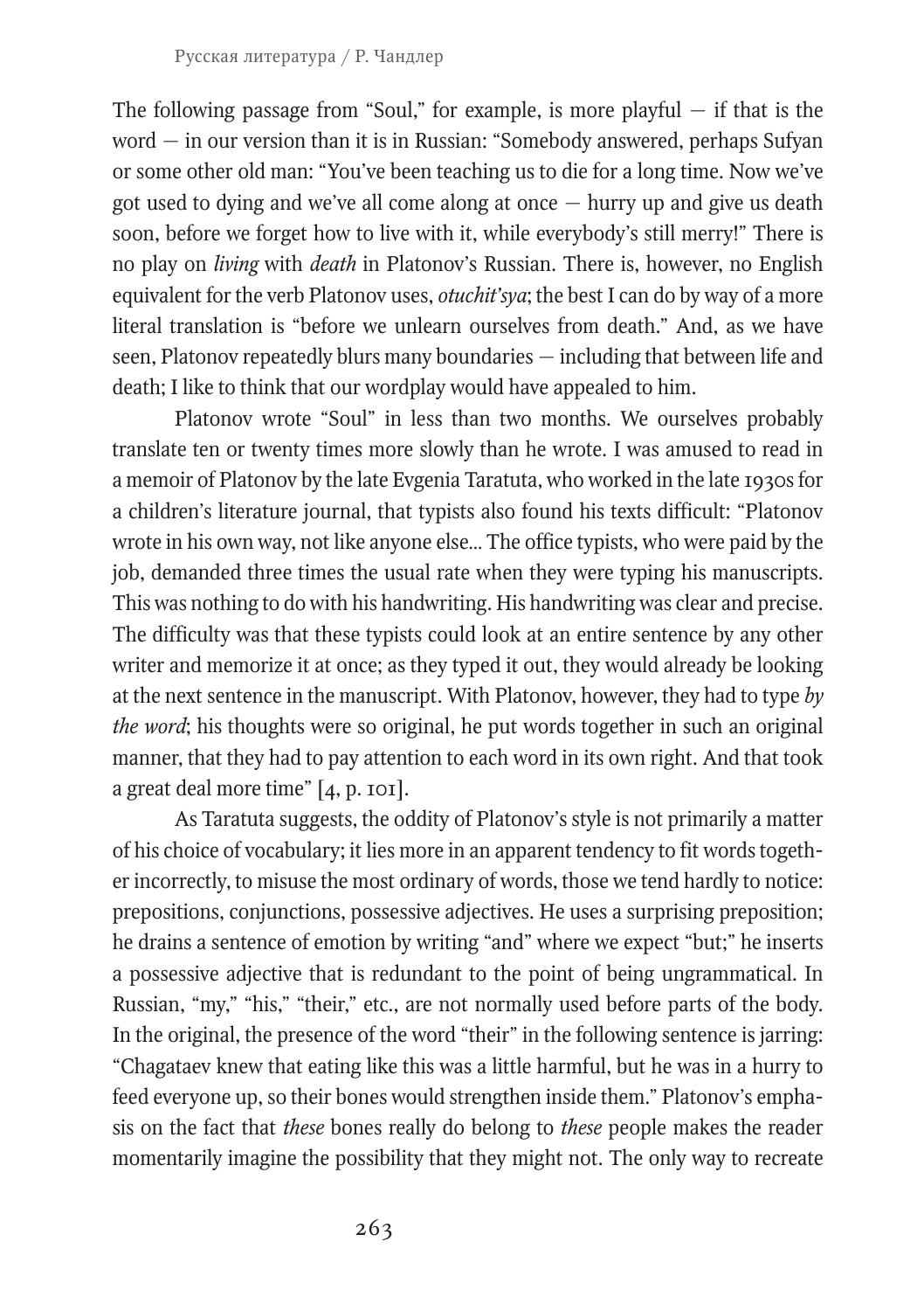The following passage from "Soul," for example, is more playful — if that is the word — in our version than it is in Russian: "Somebody answered, perhaps Sufyan or some other old man: "You've been teaching us to die for a long time. Now we've got used to dying and we've all come along at once — hurry up and give us death soon, before we forget how to live with it, while everybody's still merry!" There is no play on *living* with *death* in Platonov's Russian. There is, however, no English equivalent for the verb Platonov uses, *otuchit'sya*; the best I can do by way of a more literal translation is "before we unlearn ourselves from death." And, as we have seen, Platonov repeatedly blurs many boundaries — including that between life and death; I like to think that our wordplay would have appealed to him.

Platonov wrote "Soul" in less than two months. We ourselves probably translate ten or twenty times more slowly than he wrote. I was amused to read in a memoir of Platonov by the late Evgenia Taratuta, who worked in the late 1930s for a children's literature journal, that typists also found his texts difficult: "Platonov wrote in his own way, not like anyone else... The office typists, who were paid by the job, demanded three times the usual rate when they were typing his manuscripts. This was nothing to do with his handwriting. His handwriting was clear and precise. The difficulty was that these typists could look at an entire sentence by any other writer and memorize it at once; as they typed it out, they would already be looking at the next sentence in the manuscript. With Platonov, however, they had to type *by the word*; his thoughts were so original, he put words together in such an original manner, that they had to pay attention to each word in its own right. And that took a great deal more time" [4, p. 101].

As Taratuta suggests, the oddity of Platonov's style is not primarily a matter of his choice of vocabulary; it lies more in an apparent tendency to fit words together incorrectly, to misuse the most ordinary of words, those we tend hardly to notice: prepositions, conjunctions, possessive adjectives. He uses a surprising preposition; he drains a sentence of emotion by writing "and" where we expect "but;" he inserts a possessive adjective that is redundant to the point of being ungrammatical. In Russian, "my," "his," "their," etc., are not normally used before parts of the body. In the original, the presence of the word "their" in the following sentence is jarring: "Chagataev knew that eating like this was a little harmful, but he was in a hurry to feed everyone up, so their bones would strengthen inside them." Platonov's emphasis on the fact that *these* bones really do belong to *these* people makes the reader momentarily imagine the possibility that they might not. The only way to recreate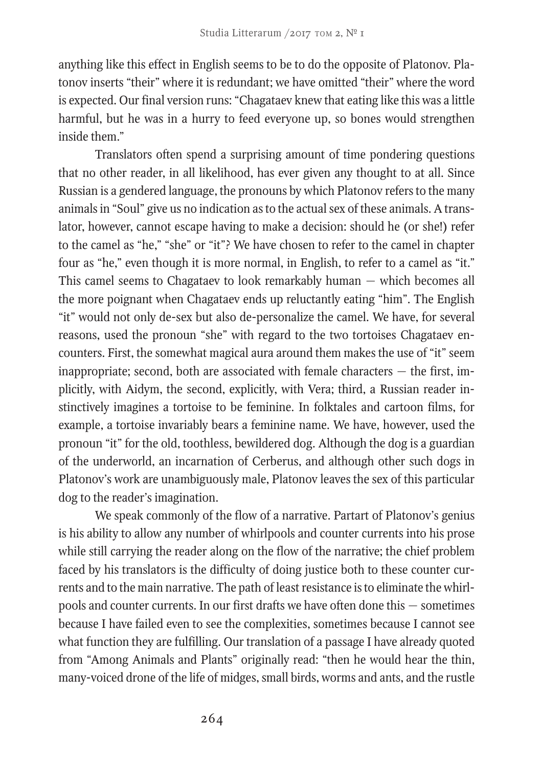anything like this effect in English seems to be to do the opposite of Platonov. Platonov inserts "their" where it is redundant; we have omitted "their" where the word is expected. Our final version runs: "Chagataev knew that eating like this was a little harmful, but he was in a hurry to feed everyone up, so bones would strengthen inside them."

Translators often spend a surprising amount of time pondering questions that no other reader, in all likelihood, has ever given any thought to at all. Since Russian is a gendered language, the pronouns by which Platonov refers to the many animals in "Soul" give us no indication as to the actual sex of these animals. A translator, however, cannot escape having to make a decision: should he (or she!) refer to the camel as "he," "she" or "it"? We have chosen to refer to the camel in chapter four as "he," even though it is more normal, in English, to refer to a camel as "it." This camel seems to Chagataev to look remarkably human — which becomes all the more poignant when Chagataev ends up reluctantly eating "him". The English "it" would not only de-sex but also de-personalize the camel. We have, for several reasons, used the pronoun "she" with regard to the two tortoises Chagataev encounters. First, the somewhat magical aura around them makes the use of "it" seem inappropriate; second, both are associated with female characters — the first, implicitly, with Aidym, the second, explicitly, with Vera; third, a Russian reader instinctively imagines a tortoise to be feminine. In folktales and cartoon films, for example, a tortoise invariably bears a feminine name. We have, however, used the pronoun "it" for the old, toothless, bewildered dog. Although the dog is a guardian of the underworld, an incarnation of Cerberus, and although other such dogs in Platonov's work are unambiguously male, Platonov leaves the sex of this particular dog to the reader's imagination.

We speak commonly of the flow of a narrative. Partart of Platonov's genius is his ability to allow any number of whirlpools and counter currents into his prose while still carrying the reader along on the flow of the narrative; the chief problem faced by his translators is the difficulty of doing justice both to these counter currents and to the main narrative. The path of least resistance is to eliminate the whirlpools and counter currents. In our first drafts we have often done this — sometimes because I have failed even to see the complexities, sometimes because I cannot see what function they are fulfilling. Our translation of a passage I have already quoted from "Among Animals and Plants" originally read: "then he would hear the thin, many-voiced drone of the life of midges, small birds, worms and ants, and the rustle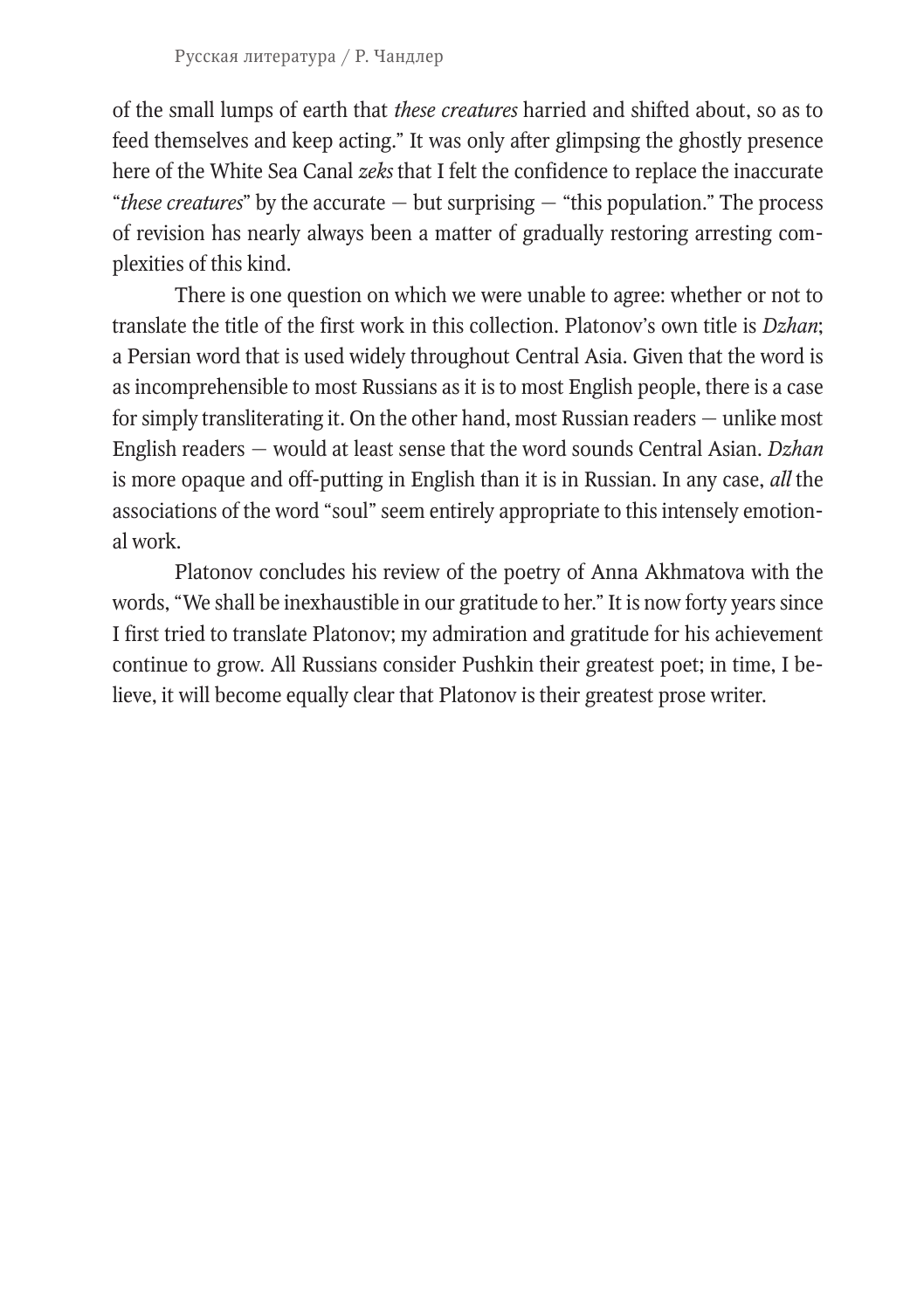of the small lumps of earth that *these creatures* harried and shifted about, so as to feed themselves and keep acting." It was only after glimpsing the ghostly presence here of the White Sea Canal *zeks* that I felt the confidence to replace the inaccurate "*these creatures*" by the accurate — but surprising — "this population." The process of revision has nearly always been a matter of gradually restoring arresting complexities of this kind.

There is one question on which we were unable to agree: whether or not to translate the title of the first work in this collection. Platonov's own title is *Dzhan*; a Persian word that is used widely throughout Central Asia. Given that the word is as incomprehensible to most Russians as it is to most English people, there is a case for simply transliterating it. On the other hand, most Russian readers — unlike most English readers — would at least sense that the word sounds Central Asian. *Dzhan* is more opaque and off-putting in English than it is in Russian. In any case, *all* the associations of the word "soul" seem entirely appropriate to this intensely emotional work.

Platonov concludes his review of the poetry of Anna Akhmatova with the words, "We shall be inexhaustible in our gratitude to her." It is now forty years since I first tried to translate Platonov; my admiration and gratitude for his achievement continue to grow. All Russians consider Pushkin their greatest poet; in time, I believe, it will become equally clear that Platonov is their greatest prose writer.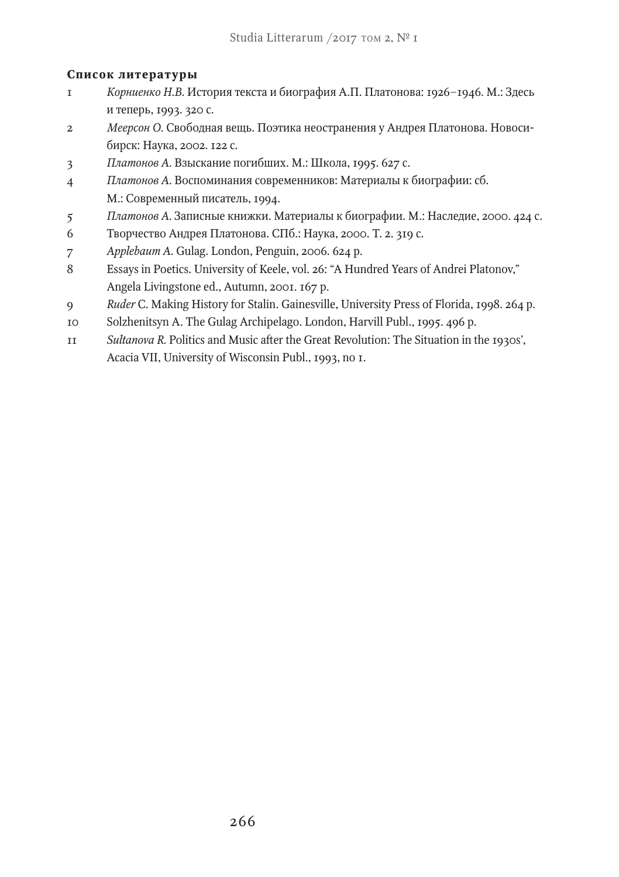**Список литературы**

1. *Корниенко Н.В.* История текста и биография А.П. Платонова: 1926–1946. М.: Здесь и теперь, 1993. 320 с.
2. *Меерсон О.* Свободная вещь. Поэтика неостранения у Андрея Платонова. Новосибирск: Наука, 2002. 122 с.
3. *Платонов А.* Взыскание погибших. М.: Школа, 1995. 627 с.
4. *Платонов А.* Воспоминания современников: Материалы к биографии: сб. М.: Современный писатель, 1994.
5. *Платонов А.* Записные книжки. Материалы к биографии. М.: Наследие, 2000. 424 с.
6. Творчество Андрея Платонова. СПб.: Наука, 2000. Т. 2. 319 с.
7. *Applebaum A.* Gulag. London, Penguin, 2006. 624 p.
8. Essays in Poetics. University of Keele, vol. 26: "A Hundred Years of Andrei Platonov," Angela Livingstone ed., Autumn, 2001. 167 p.
9. *Ruder* C. Making History for Stalin. Gainesville, University Press of Florida, 1998. 264 p.
10. Solzhenitsyn A. The Gulag Archipelago. London, Harvill Publ., 1995. 496 p.
11. *Sultanova R.* Politics and Music after the Great Revolution: The Situation in the 1930s', Acacia VII, University of Wisconsin Publ., 1993, no 1.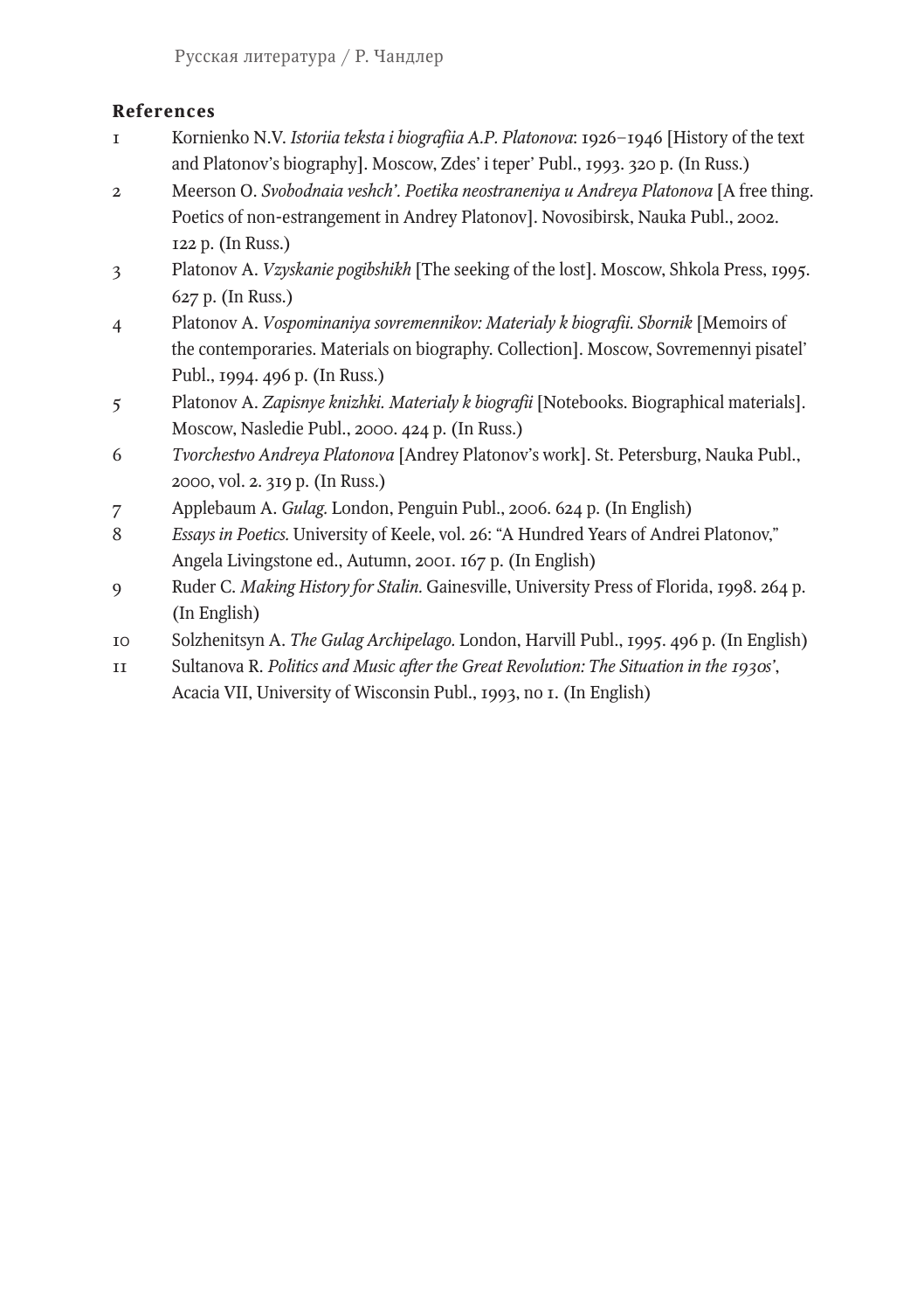## References

1. Kornienko N.V. *Istoriia teksta i biografiia A.P. Platonova*: 1926–1946 [History of the text and Platonov's biography]. Moscow, Zdes' i teper' Publ., 1993. 320 p. (In Russ.)
2. Meerson O. *Svobodnaia veshch'. Poetika neostraneniya u Andreya Platonova* [A free thing. Poetics of non-estrangement in Andrey Platonov]. Novosibirsk, Nauka Publ., 2002. 122 p. (In Russ.)
3. Platonov A. *Vzyskanie pogibshikh* [The seeking of the lost]. Moscow, Shkola Press, 1995. 627 p. (In Russ.)
4. Platonov A. *Vospominaniya sovremennikov: Materialy k biografii. Sbornik* [Memoirs of the contemporaries. Materials on biography. Collection]. Moscow, Sovremennyi pisatel' Publ., 1994. 496 p. (In Russ.)
5. Platonov A. *Zapisnye knizhki. Materialy k biografii* [Notebooks. Biographical materials]. Moscow, Nasledie Publ., 2000. 424 p. (In Russ.)
6. *Tvorchestvo Andreya Platonova* [Andrey Platonov's work]. St. Petersburg, Nauka Publ., 2000, vol. 2. 319 p. (In Russ.)
7. Applebaum A. *Gulag.* London, Penguin Publ., 2006. 624 p. (In English)
8. *Essays in Poetics.* University of Keele, vol. 26: "A Hundred Years of Andrei Platonov," Angela Livingstone ed., Autumn, 2001. 167 p. (In English)
9. Ruder C. *Making History for Stalin.* Gainesville, University Press of Florida, 1998. 264 p. (In English)
10. Solzhenitsyn A. *The Gulag Archipelago.* London, Harvill Publ., 1995. 496 p. (In English)
11. Sultanova R. *Politics and Music after the Great Revolution: The Situation in the 1930s'*, Acacia VII, University of Wisconsin Publ., 1993, no 1. (In English)